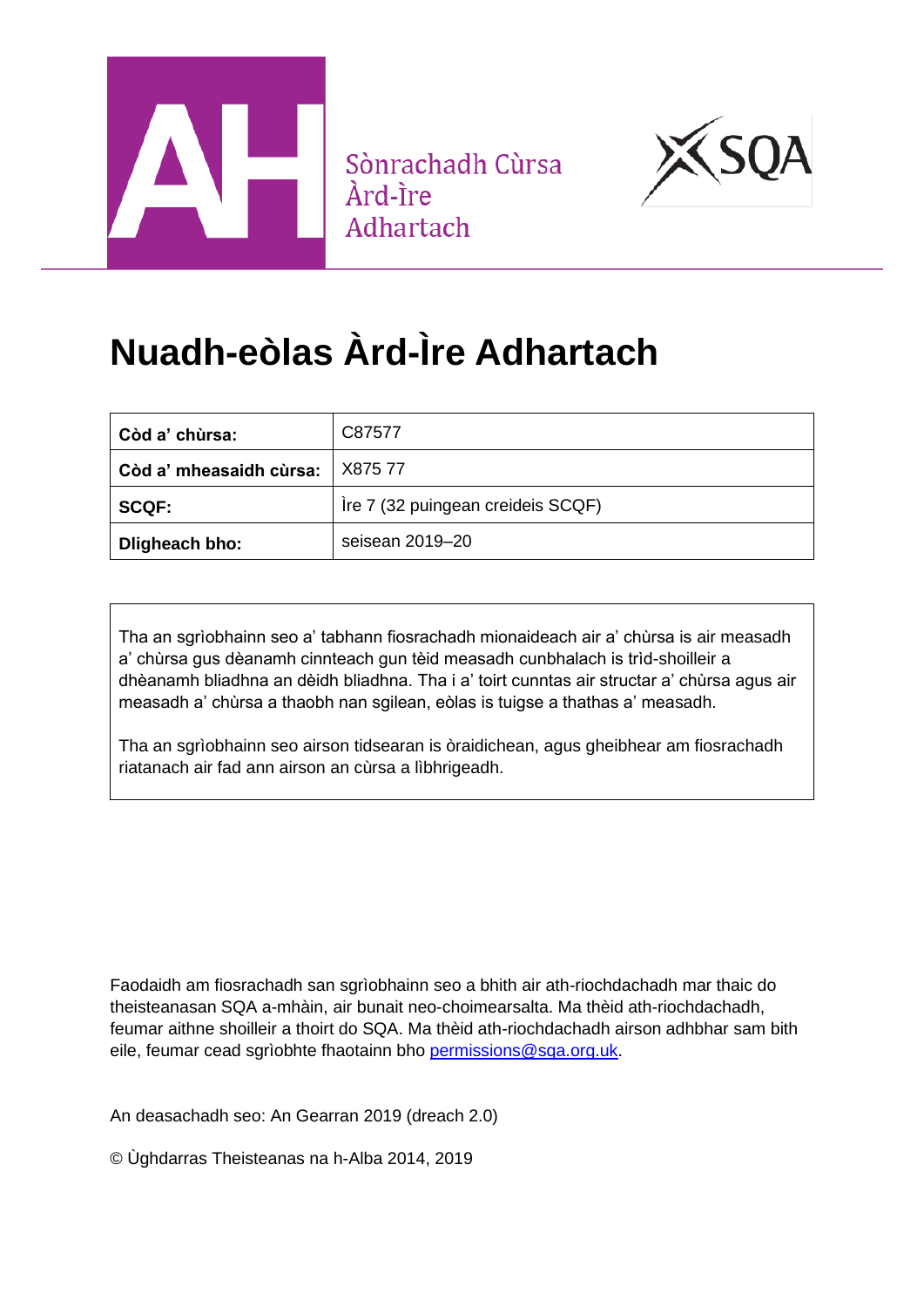Sònrachadh Cùrsa
Àrd-Ìre
Adhartach

# Nuadh-eòlas Àrd-Ìre Adhartach

| | |
|---|---|
| **Còd a' chùrsa:** | C87577 |
| **Còd a' mheasaidh cùrsa:** | X875 77 |
| **SCQF:** | Ìre 7 (32 puingean creideis SCQF) |
| **Dligheach bho:** | seisean 2019–20 |

Tha an sgrìobhainn seo a' tabhann fiosrachadh mionaideach air a' chùrsa is air measadh a' chùrsa gus dèanamh cinnteach gun tèid measadh cunbhalach is trìd-shoilleir a dhèanamh bliadhna an dèidh bliadhna. Tha i a' toirt cunntas air structar a' chùrsa agus air measadh a' chùrsa a thaobh nan sgilean, eòlas is tuigse a thathas a' measadh.

Tha an sgrìobhainn seo airson tidsearan is òraidichean, agus gheibhear am fiosrachadh riatanach air fad ann airson an cùrsa a lìbhrigeadh.

Faodaidh am fiosrachadh san sgrìobhainn seo a bhith air ath-riochdachadh mar thaic do theisteanasan SQA a-mhàin, air bunait neo-choimearsalta. Ma thèid ath-riochdachadh, feumar aithne shoilleir a thoirt do SQA. Ma thèid ath-riochdachadh airson adhbhar sam bith eile, feumar cead sgrìobhte fhaotainn bho permissions@sqa.org.uk.

An deasachadh seo: An Gearran 2019 (dreach 2.0)

© Ùghdarras Theisteanas na h-Alba 2014, 2019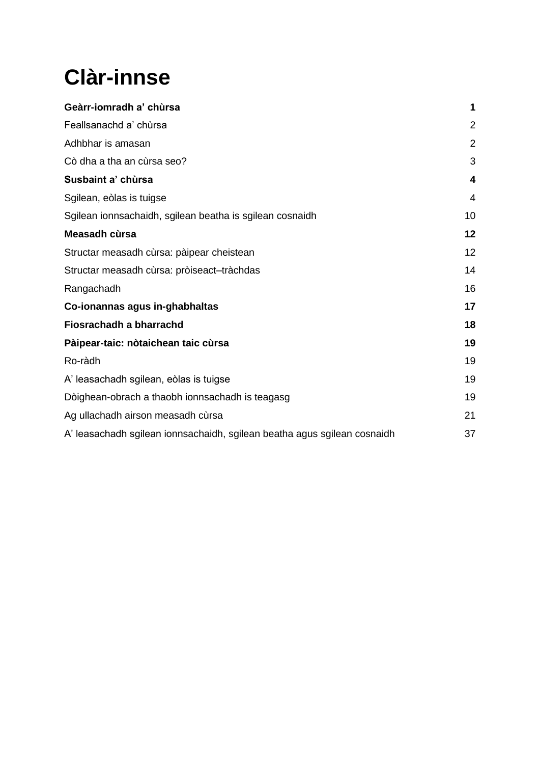# Clàr-innse

| | |
|---|---|
| **Geàrr-iomradh a' chùrsa** | **1** |
| Feallsanachd a' chùrsa | 2 |
| Adhbhar is amasan | 2 |
| Cò dha a tha an cùrsa seo? | 3 |
| **Susbaint a' chùrsa** | **4** |
| Sgilean, eòlas is tuigse | 4 |
| Sgilean ionnsachaidh, sgilean beatha is sgilean cosnaidh | 10 |
| **Measadh cùrsa** | **12** |
| Structar measadh cùrsa: pàipear cheistean | 12 |
| Structar measadh cùrsa: pròiseact–tràchdas | 14 |
| Rangachadh | 16 |
| **Co-ionannas agus in-ghabhaltas** | **17** |
| **Fiosrachadh a bharrachd** | **18** |
| **Pàipear-taic: nòtaichean taic cùrsa** | **19** |
| Ro-ràdh | 19 |
| A' leasachadh sgilean, eòlas is tuigse | 19 |
| Dòighean-obrach a thaobh ionnsachadh is teagasg | 19 |
| Ag ullachadh airson measadh cùrsa | 21 |
| A' leasachadh sgilean ionnsachaidh, sgilean beatha agus sgilean cosnaidh | 37 |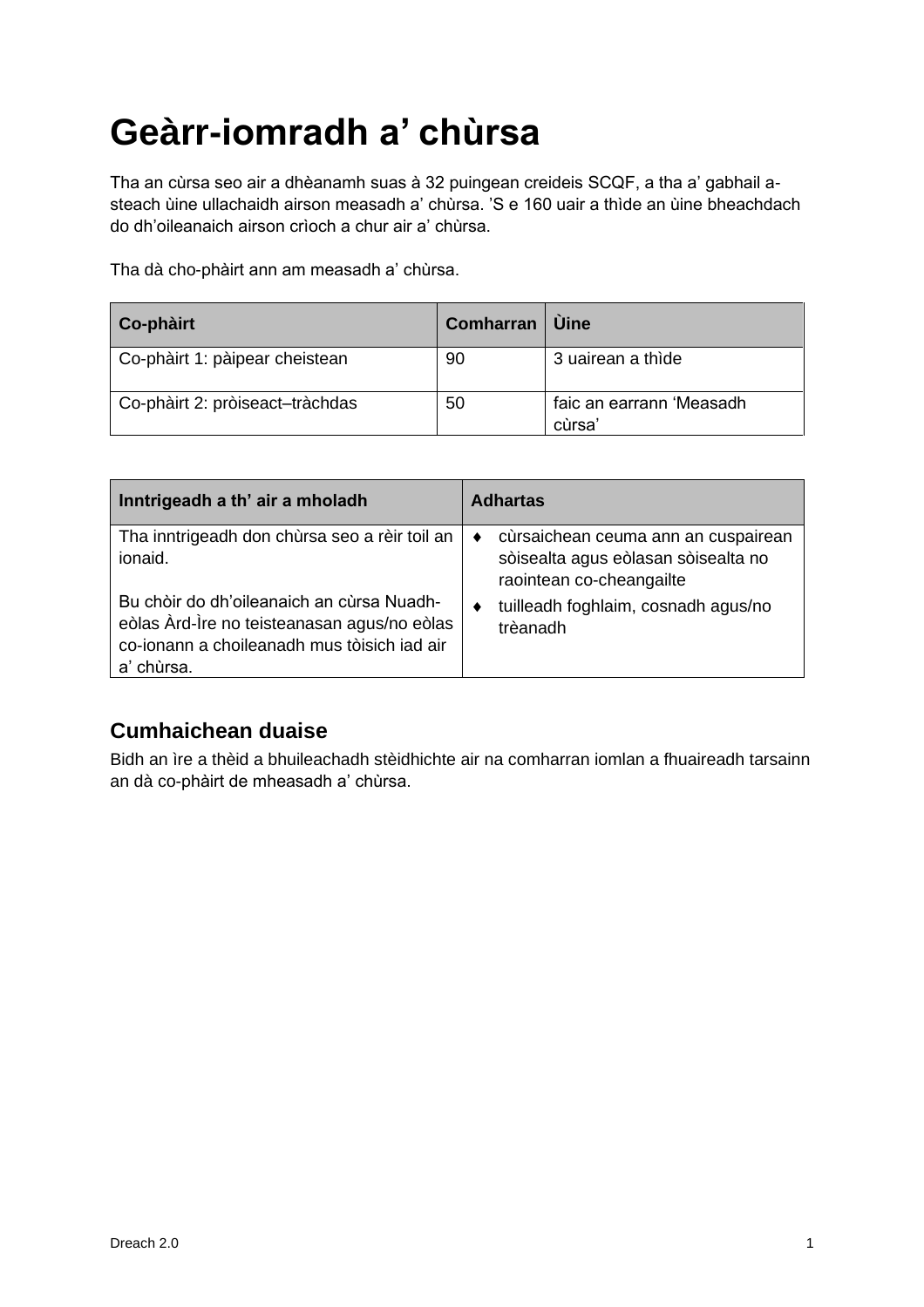# Geàrr-iomradh a' chùrsa

Tha an cùrsa seo air a dhèanamh suas à 32 puingean creideis SCQF, a tha a' gabhail a-steach ùine ullachaidh airson measadh a' chùrsa. 'S e 160 uair a thìde an ùine bheachdach do dh'oileanaich airson crìoch a chur air a' chùrsa.

Tha dà cho-phàirt ann am measadh a' chùrsa.

| Co-phàirt | Comharran | Ùine |
|---|---|---|
| Co-phàirt 1: pàipear cheistean | 90 | 3 uairean a thìde |
| Co-phàirt 2: pròiseact–tràchdas | 50 | faic an earrann 'Measadh cùrsa' |

| Inntrigeadh a th' air a mholadh | Adhartas |
|---|---|
| Tha inntrigeadh don chùrsa seo a rèir toil an ionaid.<br><br>Bu chòir do dh'oileanaich an cùrsa Nuadh-eòlas Àrd-Ìre no teisteanasan agus/no eòlas co-ionann a choileanadh mus tòisich iad air a' chùrsa. | ♦ cùrsaichean ceuma ann an cuspairean sòisealta agus eòlasan sòisealta no raointean co-cheangailte<br>♦ tuilleadh foghlaim, cosnadh agus/no trèanadh |

## Cumhaichean duaise

Bidh an ìre a thèid a bhuileachadh stèidhichte air na comharran iomlan a fhuaireadh tarsainn an dà co-phàirt de mheasadh a' chùrsa.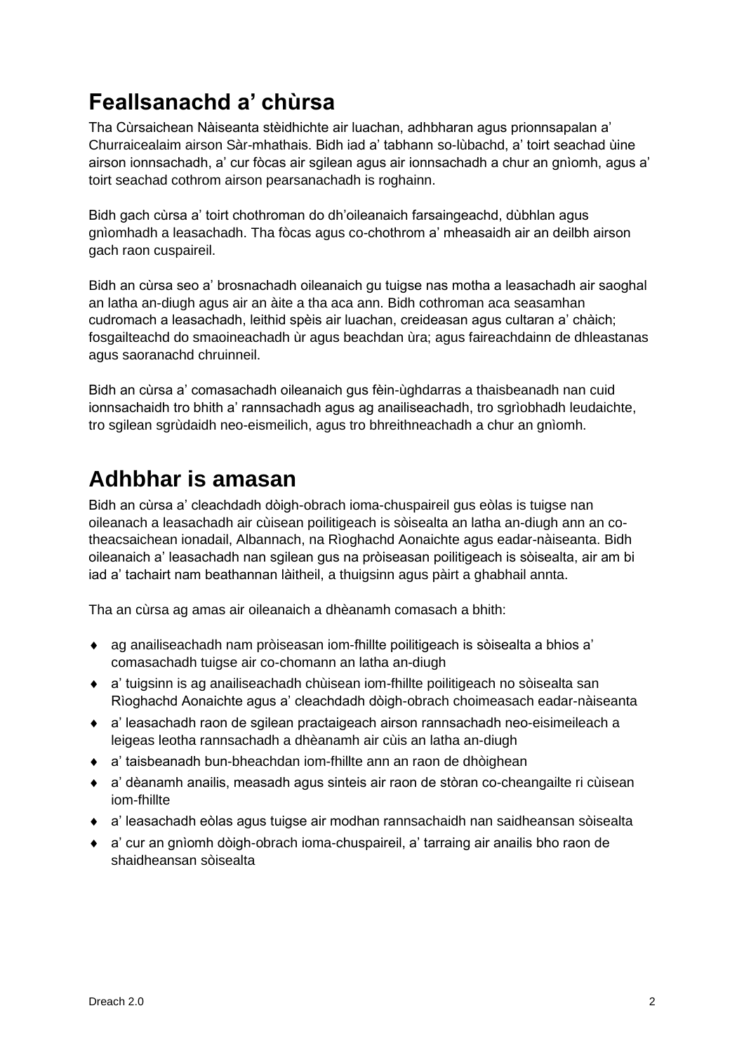## Feallsanachd a' chùrsa

Tha Cùrsaichean Nàiseanta stèidhichte air luachan, adhbharan agus prionnsapalan a' Churraicealaim airson Sàr-mhathais. Bidh iad a' tabhann so-lùbachd, a' toirt seachad ùine airson ionnsachadh, a' cur fòcas air sgilean agus air ionnsachadh a chur an gnìomh, agus a' toirt seachad cothrom airson pearsanachadh is roghainn.

Bidh gach cùrsa a' toirt chothroman do dh'oileanaich farsaingeachd, dùbhlan agus gnìomhadh a leasachadh. Tha fòcas agus co-chothrom a' mheasaidh air an deilbh airson gach raon cuspaireil.

Bidh an cùrsa seo a' brosnachadh oileanaich gu tuigse nas motha a leasachadh air saoghal an latha an-diugh agus air an àite a tha aca ann. Bidh cothroman aca seasamhan cudromach a leasachadh, leithid spèis air luachan, creideasan agus cultaran a' chàich; fosgailteachd do smaoineachadh ùr agus beachdan ùra; agus faireachdainn de dhleastanas agus saoranachd chruinneil.

Bidh an cùrsa a' comasachadh oileanaich gus fèin-ùghdarras a thaisbeanadh nan cuid ionnsachaidh tro bhith a' rannsachadh agus ag anailiseachadh, tro sgrìobhadh leudaichte, tro sgilean sgrùdaidh neo-eismeilich, agus tro bhreithneachadh a chur an gnìomh.

## Adhbhar is amasan

Bidh an cùrsa a' cleachdadh dòigh-obrach ioma-chuspaireil gus eòlas is tuigse nan oileanach a leasachadh air cùisean poilitigeach is sòisealta an latha an-diugh ann an co-theacsaichean ionadail, Albannach, na Rìoghachd Aonaichte agus eadar-nàiseanta. Bidh oileanaich a' leasachadh nan sgilean gus na pròiseasan poilitigeach is sòisealta, air am bi iad a' tachairt nam beathannan làitheil, a thuigsinn agus pàirt a ghabhail annta.

Tha an cùrsa ag amas air oileanaich a dhèanamh comasach a bhith:

- ag anailiseachadh nam pròiseasan iom-fhillte poilitigeach is sòisealta a bhios a' comasachadh tuigse air co-chomann an latha an-diugh
- a' tuigsinn is ag anailiseachadh chùisean iom-fhillte poilitigeach no sòisealta san Rìoghachd Aonaichte agus a' cleachdadh dòigh-obrach choimeasach eadar-nàiseanta
- a' leasachadh raon de sgilean practaigeach airson rannsachadh neo-eisimeileach a leigeas leotha rannsachadh a dhèanamh air cùis an latha an-diugh
- a' taisbeanadh bun-bheachdan iom-fhillte ann an raon de dhòighean
- a' dèanamh anailis, measadh agus sinteis air raon de stòran co-cheangailte ri cùisean iom-fhillte
- a' leasachadh eòlas agus tuigse air modhan rannsachaidh nan saidheansan sòisealta
- a' cur an gnìomh dòigh-obrach ioma-chuspaireil, a' tarraing air anailis bho raon de shaidheansan sòisealta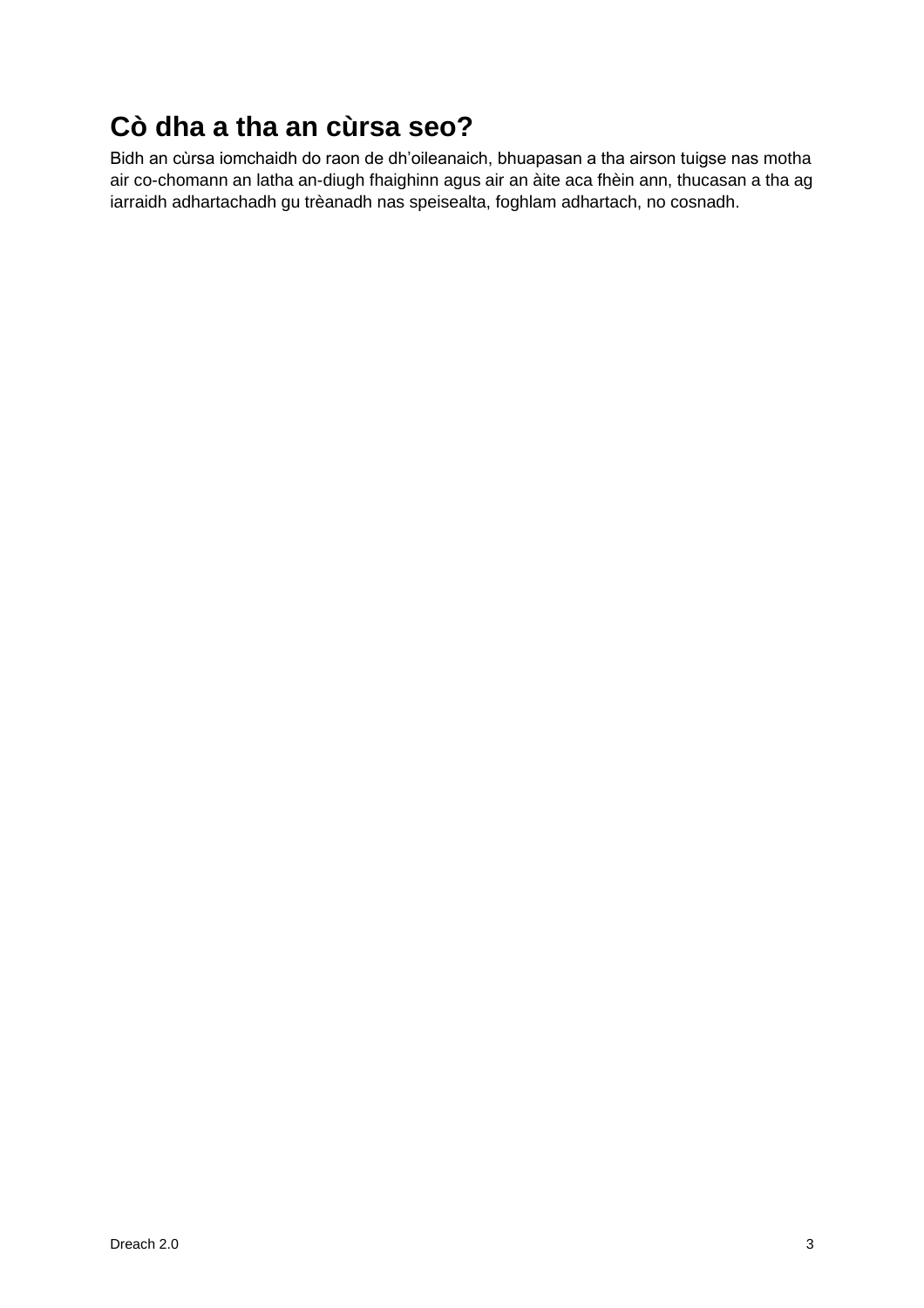## Cò dha a tha an cùrsa seo?

Bidh an cùrsa iomchaidh do raon de dh’oileanaich, bhuapasan a tha airson tuigse nas motha air co-chomann an latha an-diugh fhaighinn agus air an àite aca fhèin ann, thucasan a tha ag iarraidh adhartachadh gu trèanadh nas speisealta, foghlam adhartach, no cosnadh.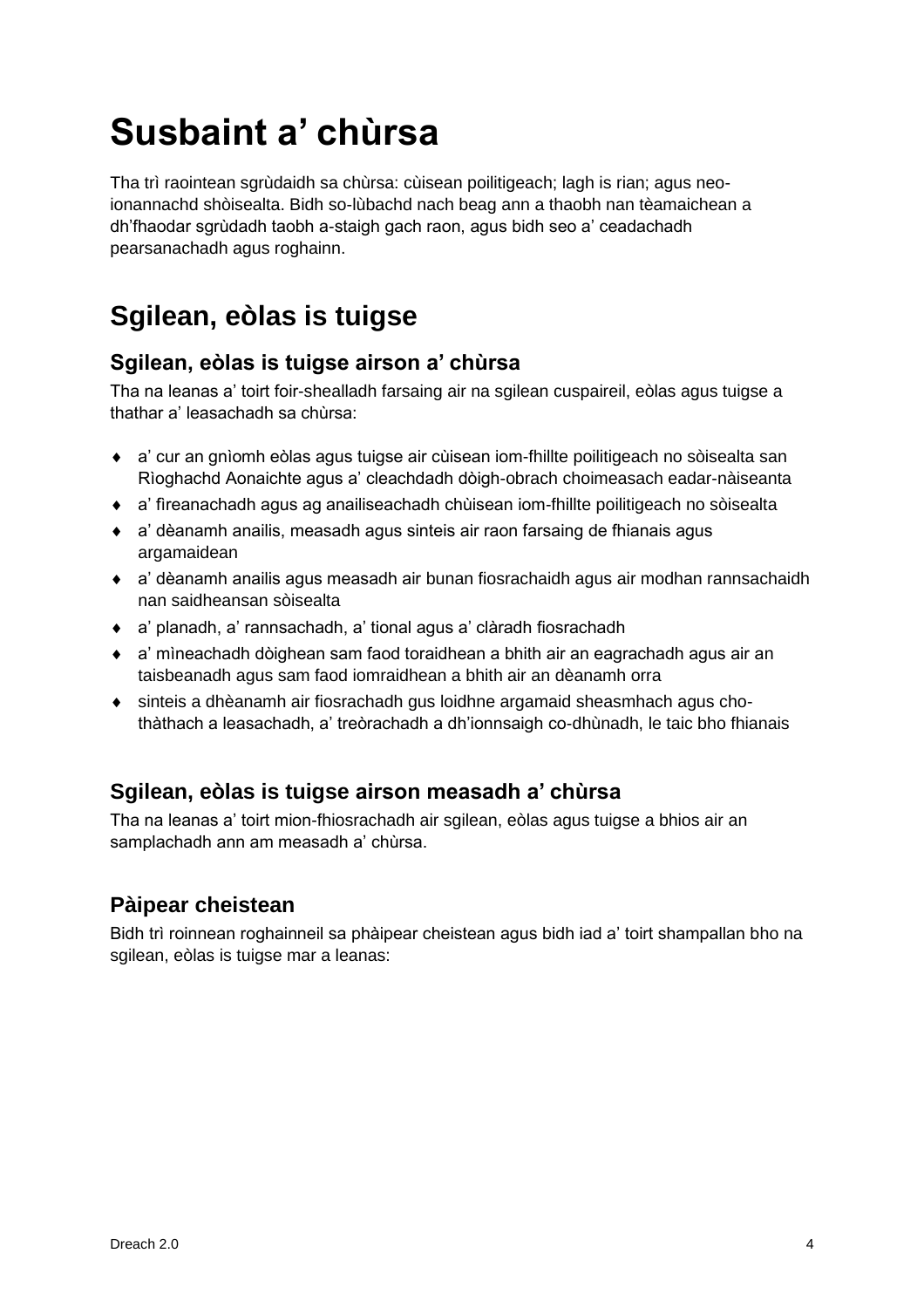# Susbaint a' chùrsa

Tha trì raointean sgrùdaidh sa chùrsa: cùisean poilitigeach; lagh is rian; agus neo-ionannachd shòisealta. Bidh so-lùbachd nach beag ann a thaobh nan tèamaichean a dh'fhaodar sgrùdadh taobh a-staigh gach raon, agus bidh seo a' ceadachadh pearsanachadh agus roghainn.

## Sgilean, eòlas is tuigse

### Sgilean, eòlas is tuigse airson a' chùrsa

Tha na leanas a' toirt foir-shealladh farsaing air na sgilean cuspaireil, eòlas agus tuigse a thathar a' leasachadh sa chùrsa:

- a' cur an gnìomh eòlas agus tuigse air cùisean iom-fhillte poilitigeach no sòisealta san Rìoghachd Aonaichte agus a' cleachdadh dòigh-obrach choimeasach eadar-nàiseanta
- a' fìreanachadh agus ag anailiseachadh chùisean iom-fhillte poilitigeach no sòisealta
- a' dèanamh anailis, measadh agus sinteis air raon farsaing de fhianais agus argamaidean
- a' dèanamh anailis agus measadh air bunan fiosrachaidh agus air modhan rannsachaidh nan saidheansan sòisealta
- a' planadh, a' rannsachadh, a' tional agus a' clàradh fiosrachadh
- a' mìneachadh dòighean sam faod toraidhean a bhith air an eagrachadh agus air an taisbeanadh agus sam faod iomraidhean a bhith air an dèanamh orra
- sinteis a dhèanamh air fiosrachadh gus loidhne argamaid sheasmhach agus cho-thàthach a leasachadh, a' treòrachadh a dh'ionnsaigh co-dhùnadh, le taic bho fhianais

### Sgilean, eòlas is tuigse airson measadh a' chùrsa

Tha na leanas a' toirt mion-fhiosrachadh air sgilean, eòlas agus tuigse a bhios air an samplachadh ann am measadh a' chùrsa.

### Pàipear cheistean

Bidh trì roinnean roghainneil sa phàipear cheistean agus bidh iad a' toirt shampallan bho na sgilean, eòlas is tuigse mar a leanas: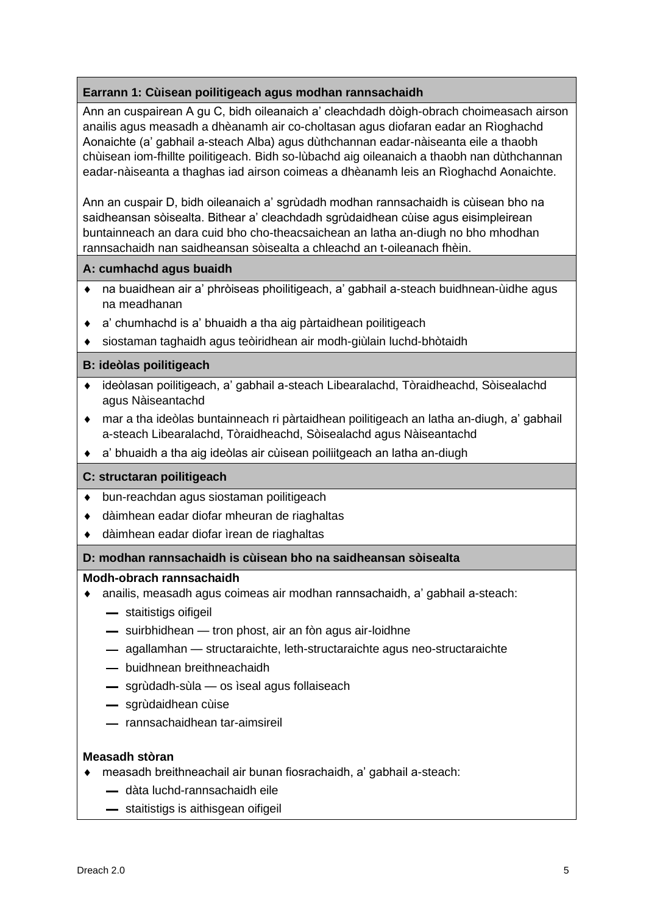**Earrann 1: Cùisean poilitigeach agus modhan rannsachaidh**

Ann an cuspairean A gu C, bidh oileanaich a' cleachdadh dòigh-obrach choimeasach airson anailis agus measadh a dhèanamh air co-choltasan agus diofaran eadar an Rìoghachd Aonaichte (a' gabhail a-steach Alba) agus dùthchannan eadar-nàiseanta eile a thaobh chùisean iom-fhillte poilitigeach. Bidh so-lùbachd aig oileanaich a thaobh nan dùthchannan eadar-nàiseanta a thaghas iad airson coimeas a dhèanamh leis an Rìoghachd Aonaichte.

Ann an cuspair D, bidh oileanaich a' sgrùdadh modhan rannsachaidh is cùisean bho na saidheansan sòisealta. Bithear a' cleachdadh sgrùdaidhean cùise agus eisimpleirean buntainneach an dara cuid bho cho-theacsaichean an latha an-diugh no bho mhodhan rannsachaidh nan saidheansan sòisealta a chleachd an t-oileanach fhèin.

**A: cumhachd agus buaidh**

- na buaidhean air a' phròiseas phoilitigeach, a' gabhail a-steach buidhnean-ùidhe agus na meadhanan
- a' chumhachd is a' bhuaidh a tha aig pàrtaidhean poilitigeach
- siostaman taghaidh agus teòiridhean air modh-giùlain luchd-bhòtaidh

**B: ideòlas poilitigeach**

- ideòlasan poilitigeach, a' gabhail a-steach Libearalachd, Tòraidheachd, Sòisealachd agus Nàiseantachd
- mar a tha ideòlas buntainneach ri pàrtaidhean poilitigeach an latha an-diugh, a' gabhail a-steach Libearalachd, Tòraidheachd, Sòisealachd agus Nàiseantachd
- a' bhuaidh a tha aig ideòlas air cùisean poiliitgeach an latha an-diugh

**C: structaran poilitigeach**

- bun-reachdan agus siostaman poilitigeach
- dàimhean eadar diofar mheuran de riaghaltas
- dàimhean eadar diofar ìrean de riaghaltas

**D: modhan rannsachaidh is cùisean bho na saidheansan sòisealta**

**Modh-obrach rannsachaidh**

- anailis, measadh agus coimeas air modhan rannsachaidh, a' gabhail a-steach:
  - staitistigs oifigeil
  - suirbhidhean — tron phost, air an fòn agus air-loidhne
  - agallamhan — structaraichte, leth-structaraichte agus neo-structaraichte
  - buidhnean breithneachaidh
  - sgrùdadh-sùla — os ìseal agus follaiseach
  - sgrùdaidhean cùise
  - rannsachaidhean tar-aimsireil

**Measadh stòran**

- measadh breithneachail air bunan fiosrachaidh, a' gabhail a-steach:
  - dàta luchd-rannsachaidh eile
  - staitistigs is aithisgean oifigeil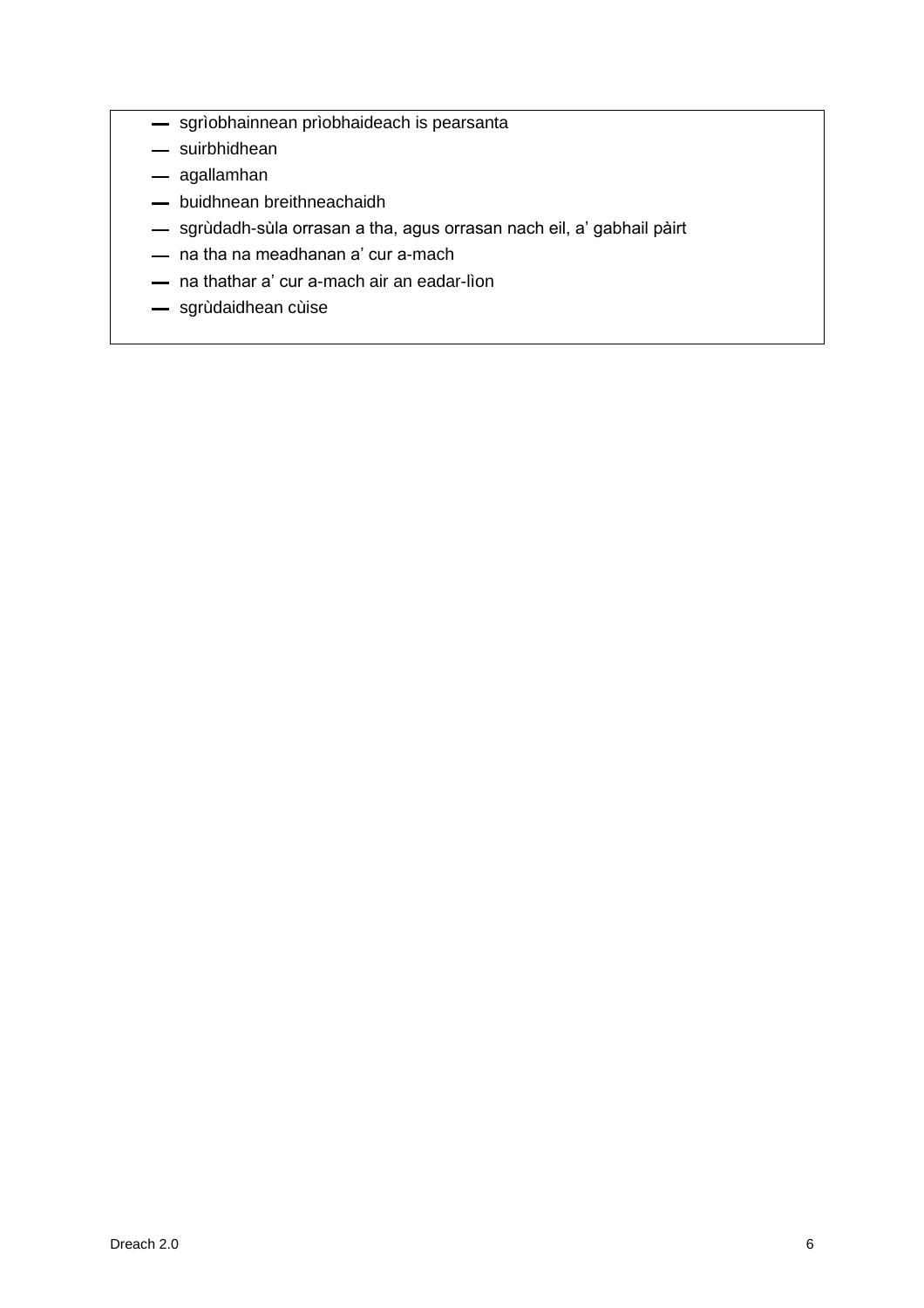- sgrìobhainnean prìobhaideach is pearsanta
- suirbhidhean
- agallamhan
- buidhnean breithneachaidh
- sgrùdadh-sùla orrasan a tha, agus orrasan nach eil, a' gabhail pàirt
- na tha na meadhanan a' cur a-mach
- na thathar a' cur a-mach air an eadar-lìon
- sgrùdaidhean cùise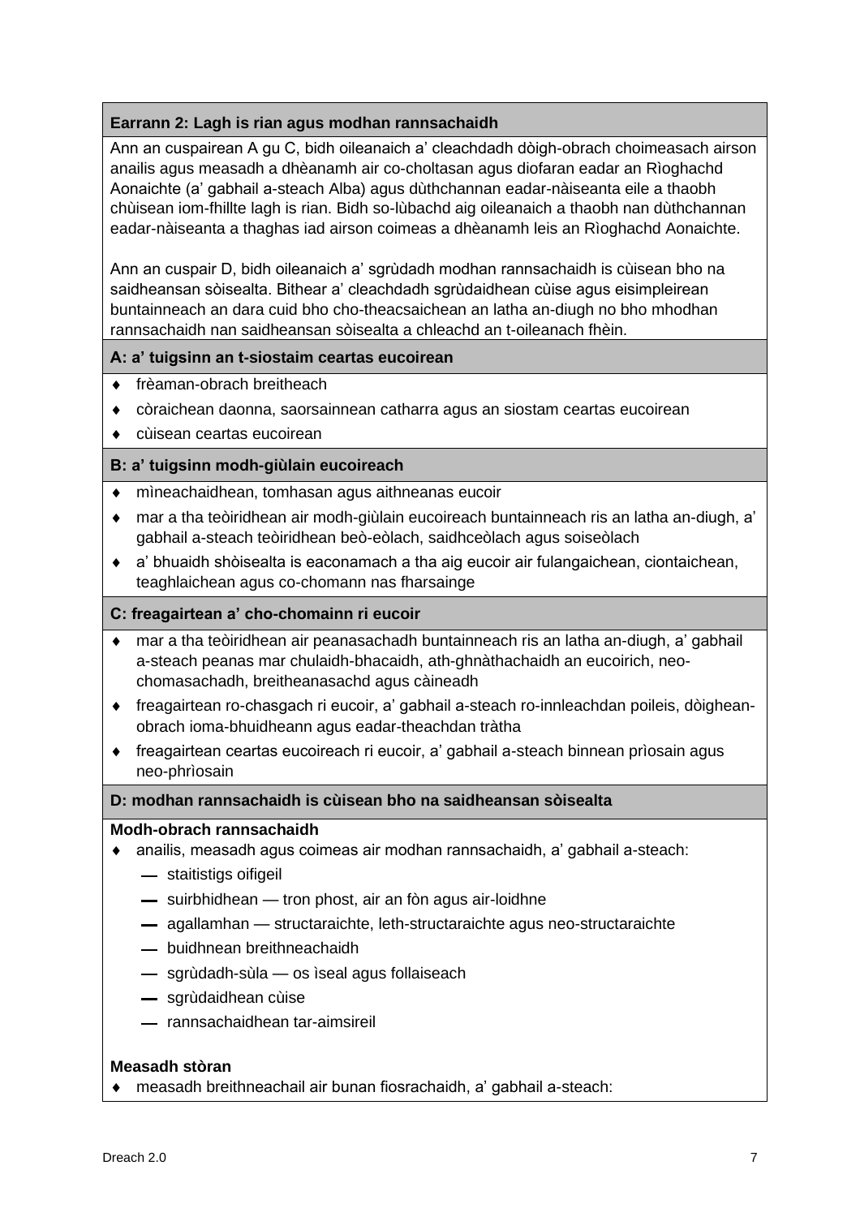## Earrann 2: Lagh is rian agus modhan rannsachaidh

Ann an cuspairean A gu C, bidh oileanaich a' cleachdadh dòigh-obrach choimeasach airson anailis agus measadh a dhèanamh air co-choltasan agus diofaran eadar an Rìoghachd Aonaichte (a' gabhail a-steach Alba) agus dùthchannan eadar-nàiseanta eile a thaobh chùisean iom-fhillte lagh is rian. Bidh so-lùbachd aig oileanaich a thaobh nan dùthchannan eadar-nàiseanta a thaghas iad airson coimeas a dhèanamh leis an Rìoghachd Aonaichte.

Ann an cuspair D, bidh oileanaich a' sgrùdadh modhan rannsachaidh is cùisean bho na saidheansan sòisealta. Bithear a' cleachdadh sgrùdaidhean cùise agus eisimpleirean buntainneach an dara cuid bho cho-theacsaichean an latha an-diugh no bho mhodhan rannsachaidh nan saidheansan sòisealta a chleachd an t-oileanach fhèin.

### A: a' tuigsinn an t-siostaim ceartas eucoirean

- frèaman-obrach breitheach
- còraichean daonna, saorsainnean catharra agus an siostam ceartas eucoirean
- cùisean ceartas eucoirean

### B: a' tuigsinn modh-giùlain eucoireach

- mìneachaidhean, tomhasan agus aithneanas eucoir
- mar a tha teòiridhean air modh-giùlain eucoireach buntainneach ris an latha an-diugh, a' gabhail a-steach teòiridhean beò-eòlach, saidhceòlach agus soiseòlach
- a' bhuaidh shòisealta is eaconamach a tha aig eucoir air fulangaichean, ciontaichean, teaghlaichean agus co-chomann nas fharsainge

### C: freagairtean a' cho-chomainn ri eucoir

- mar a tha teòiridhean air peanasachadh buntainneach ris an latha an-diugh, a' gabhail a-steach peanas mar chulaidh-bhacaidh, ath-ghnàthachaidh an eucoirich, neo-chomasachadh, breitheanasachd agus càineadh
- freagairtean ro-chasgach ri eucoir, a' gabhail a-steach ro-innleachdan poileis, dòighean-obrach ioma-bhuidheann agus eadar-theachdan tràtha
- freagairtean ceartas eucoireach ri eucoir, a' gabhail a-steach binnean prìosain agus neo-phrìosain

### D: modhan rannsachaidh is cùisean bho na saidheansan sòisealta

**Modh-obrach rannsachaidh**

- anailis, measadh agus coimeas air modhan rannsachaidh, a' gabhail a-steach:
  - staitistigs oifigeil
  - suirbhidhean — tron phost, air an fòn agus air-loidhne
  - agallamhan — structaraichte, leth-structaraichte agus neo-structaraichte
  - buidhnean breithneachaidh
  - sgrùdadh-sùla — os ìseal agus follaiseach
  - sgrùdaidhean cùise
  - rannsachaidhean tar-aimsireil

**Measadh stòran**

- measadh breithneachail air bunan fiosrachaidh, a' gabhail a-steach: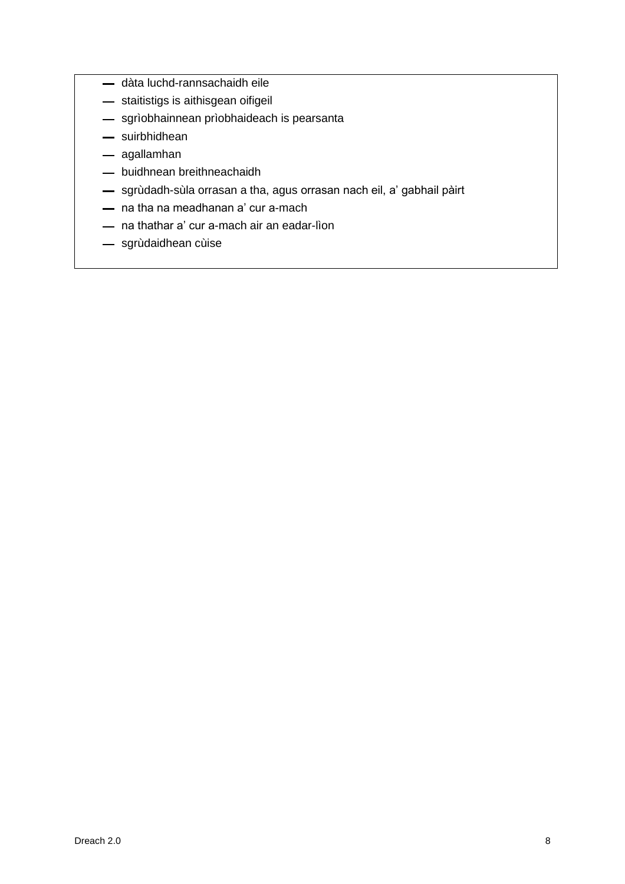- dàta luchd-rannsachaidh eile
- staitistigs is aithisgean oifigeil
- sgrìobhainnean prìobhaideach is pearsanta
- suirbhidhean
- agallamhan
- buidhnean breithneachaidh
- sgrùdadh-sùla orrasan a tha, agus orrasan nach eil, a' gabhail pàirt
- na tha na meadhanan a' cur a-mach
- na thathar a' cur a-mach air an eadar-lìon
- sgrùdaidhean cùise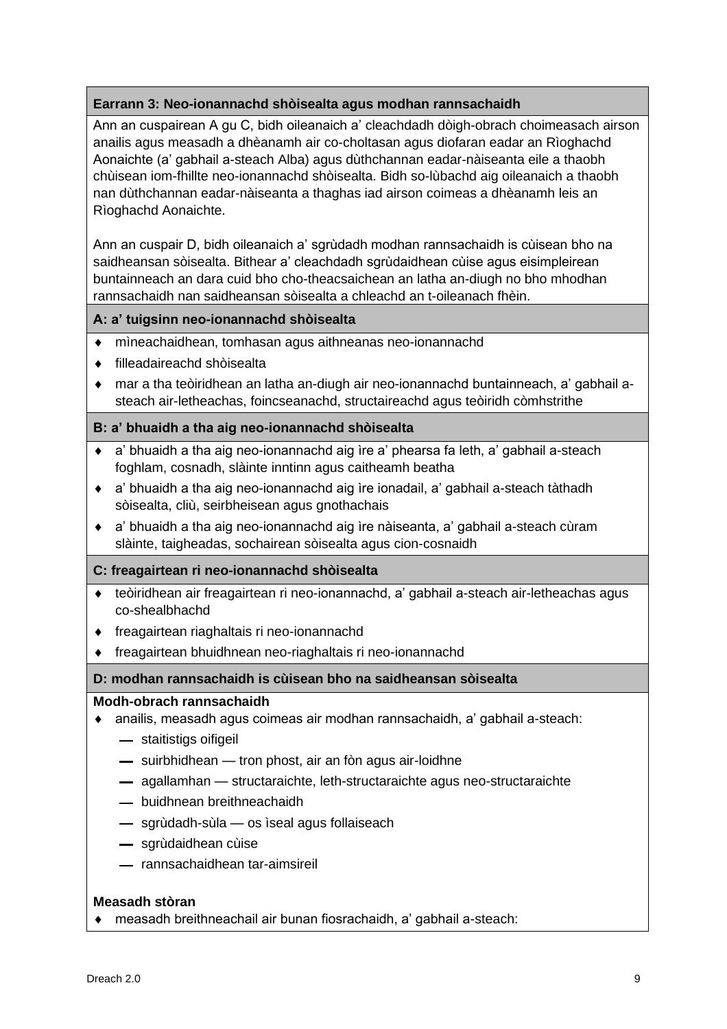**Earrann 3: Neo-ionannachd shòisealta agus modhan rannsachaidh**

Ann an cuspairean A gu C, bidh oileanaich a' cleachdadh dòigh-obrach choimeasach airson anailis agus measadh a dhèanamh air co-choltasan agus diofaran eadar an Rìoghachd Aonaichte (a' gabhail a-steach Alba) agus dùthchannan eadar-nàiseanta eile a thaobh chùisean iom-fhillte neo-ionannachd shòisealta. Bidh so-lùbachd aig oileanaich a thaobh nan dùthchannan eadar-nàiseanta a thaghas iad airson coimeas a dhèanamh leis an Rìoghachd Aonaichte.

Ann an cuspair D, bidh oileanaich a' sgrùdadh modhan rannsachaidh is cùisean bho na saidheansan sòisealta. Bithear a' cleachdadh sgrùdaidhean cùise agus eisimpleirean buntainneach an dara cuid bho cho-theacsaichean an latha an-diugh no bho mhodhan rannsachaidh nan saidheansan sòisealta a chleachd an t-oileanach fhèin.

**A: a' tuigsinn neo-ionannachd shòisealta**

- mìneachaidhean, tomhasan agus aithneanas neo-ionannachd
- filleadaireachd shòisealta
- mar a tha teòiridhean an latha an-diugh air neo-ionannachd buntainneach, a' gabhail a-steach air-letheachas, foincseanachd, structaireachd agus teòiridh còmhstrithe

**B: a' bhuaidh a tha aig neo-ionannachd shòisealta**

- a' bhuaidh a tha aig neo-ionannachd aig ìre a' phearsa fa leth, a' gabhail a-steach foghlam, cosnadh, slàinte inntinn agus caitheamh beatha
- a' bhuaidh a tha aig neo-ionannachd aig ìre ionadail, a' gabhail a-steach tàthadh sòisealta, cliù, seirbheisean agus gnothachais
- a' bhuaidh a tha aig neo-ionannachd aig ìre nàiseanta, a' gabhail a-steach cùram slàinte, taigheadas, sochairean sòisealta agus cion-cosnaidh

**C: freagairtean ri neo-ionannachd shòisealta**

- teòiridhean air freagairtean ri neo-ionannachd, a' gabhail a-steach air-letheachas agus co-shealbhachd
- freagairtean riaghaltais ri neo-ionannachd
- freagairtean bhuidhnean neo-riaghaltais ri neo-ionannachd

**D: modhan rannsachaidh is cùisean bho na saidheansan sòisealta**

**Modh-obrach rannsachaidh**

- anailis, measadh agus coimeas air modhan rannsachaidh, a' gabhail a-steach:
  - staitistigs oifigeil
  - suirbhidhean — tron phost, air an fòn agus air-loidhne
  - agallamhan — structaraichte, leth-structaraichte agus neo-structaraichte
  - buidhnean breithneachaidh
  - sgrùdadh-sùla — os ìseal agus follaiseach
  - sgrùdaidhean cùise
  - rannsachaidhean tar-aimsireil

**Measadh stòran**

- measadh breithneachail air bunan fiosrachaidh, a' gabhail a-steach: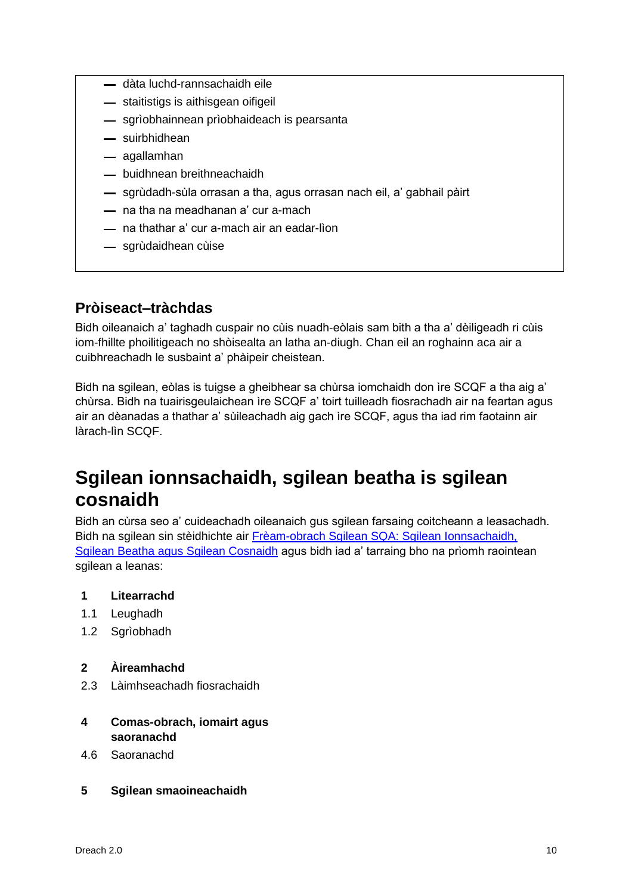- dàta luchd-rannsachaidh eile
- staitistigs is aithisgean oifigeil
- sgrìobhainnean prìobhaideach is pearsanta
- suirbhidhean
- agallamhan
- buidhnean breithneachaidh
- sgrùdadh-sùla orrasan a tha, agus orrasan nach eil, a' gabhail pàirt
- na tha na meadhanan a' cur a-mach
- na thathar a' cur a-mach air an eadar-lìon
- sgrùdaidhean cùise

### Pròiseact–tràchdas

Bidh oileanaich a' taghadh cuspair no cùis nuadh-eòlais sam bith a tha a' dèiligeadh ri cùis iom-fhillte phoilitigeach no shòisealta an latha an-diugh. Chan eil an roghainn aca air a cuibhreachadh le susbaint a' phàipeir cheistean.

Bidh na sgilean, eòlas is tuigse a gheibhear sa chùrsa iomchaidh don ìre SCQF a tha aig a' chùrsa. Bidh na tuairisgeulaichean ìre SCQF a' toirt tuilleadh fiosrachadh air na feartan agus air an dèanadas a thathar a' sùileachadh aig gach ìre SCQF, agus tha iad rim faotainn air làrach-lìn SCQF.

# Sgilean ionnsachaidh, sgilean beatha is sgilean cosnaidh

Bidh an cùrsa seo a' cuideachadh oileanaich gus sgilean farsaing coitcheann a leasachadh. Bidh na sgilean sin stèidhichte air Frèam-obrach Sgilean SQA: Sgilean Ionnsachaidh, Sgilean Beatha agus Sgilean Cosnaidh agus bidh iad a' tarraing bho na prìomh raointean sgilean a leanas:

**1 Litearrachd**

1.1 Leughadh

1.2 Sgrìobhadh

**2 Àireamhachd**

2.3 Làimhseachadh fiosrachaidh

**4 Comas-obrach, iomairt agus saoranachd**

4.6 Saoranachd

**5 Sgilean smaoineachaidh**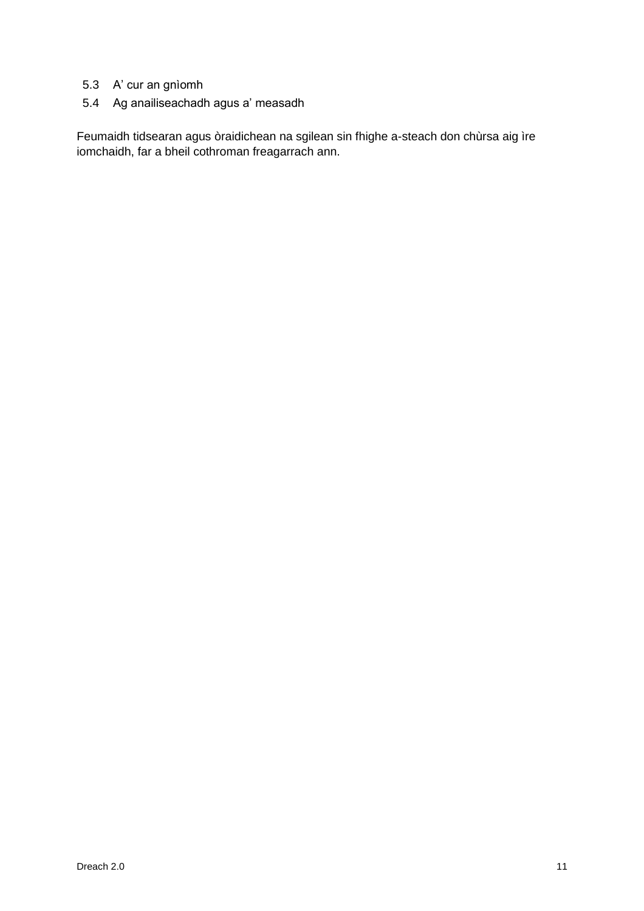5.3 A’ cur an gnìomh
5.4 Ag anailiseachadh agus a’ measadh

Feumaidh tidsearan agus òraidichean na sgilean sin fhighe a-steach don chùrsa aig ìre iomchaidh, far a bheil cothroman freagarrach ann.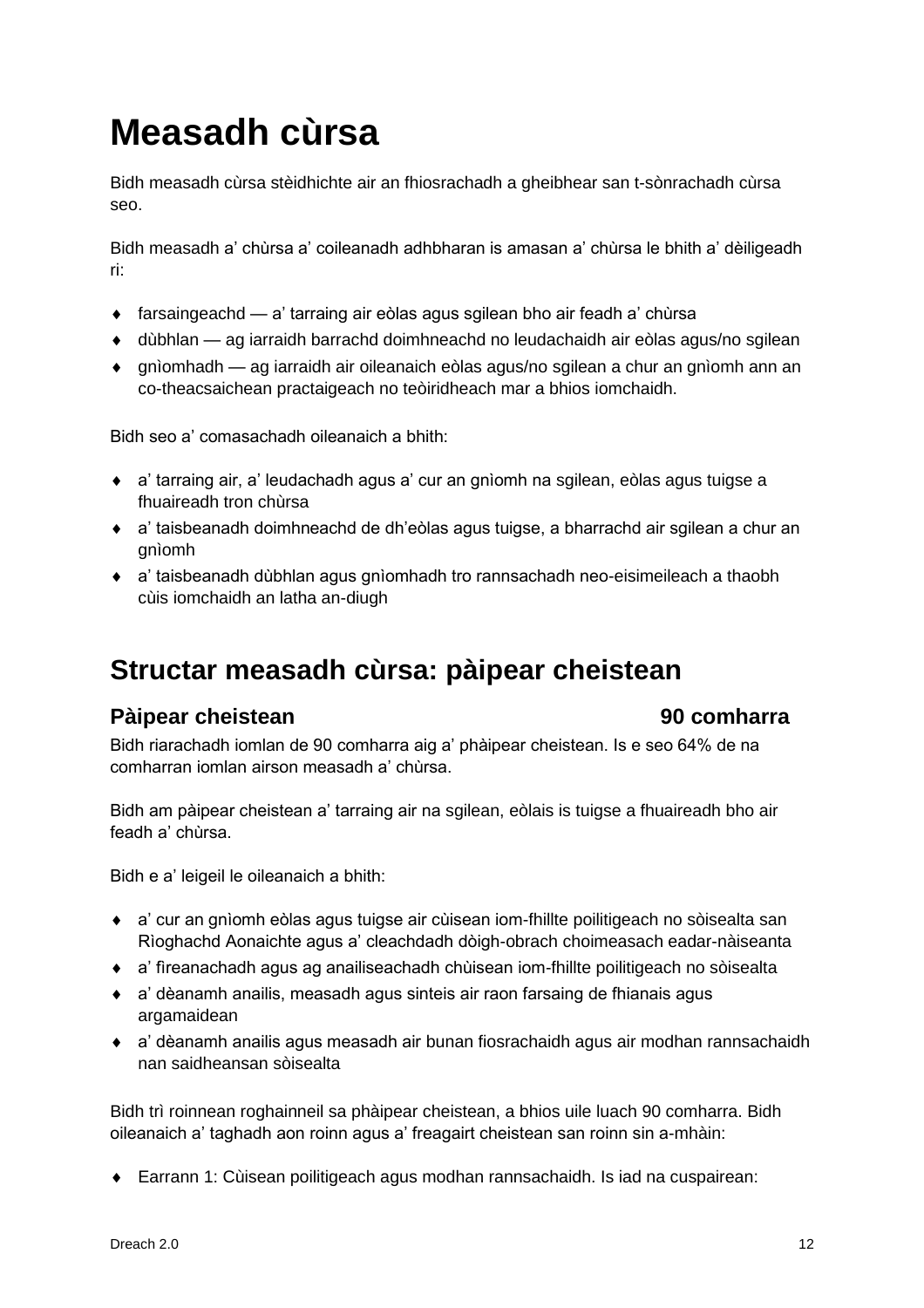# Measadh cùrsa

Bidh measadh cùrsa stèidhichte air an fhiosrachadh a gheibhear san t-sònrachadh cùrsa seo.

Bidh measadh a' chùrsa a' coileanadh adhbharan is amasan a' chùrsa le bhith a' dèiligeadh ri:

- farsaingeachd — a' tarraing air eòlas agus sgilean bho air feadh a' chùrsa
- dùbhlan — ag iarraidh barrachd doimhneachd no leudachaidh air eòlas agus/no sgilean
- gnìomhadh — ag iarraidh air oileanaich eòlas agus/no sgilean a chur an gnìomh ann an co-theacsaichean practaigeach no teòiridheach mar a bhios iomchaidh.

Bidh seo a' comasachadh oileanaich a bhith:

- a' tarraing air, a' leudachadh agus a' cur an gnìomh na sgilean, eòlas agus tuigse a fhuaireadh tron chùrsa
- a' taisbeanadh doimhneachd de dh'eòlas agus tuigse, a bharrachd air sgilean a chur an gnìomh
- a' taisbeanadh dùbhlan agus gnìomhadh tro rannsachadh neo-eisimeileach a thaobh cùis iomchaidh an latha an-diugh

## Structar measadh cùrsa: pàipear cheistean

### Pàipear cheistean — 90 comharra

Bidh riarachadh iomlan de 90 comharra aig a' phàipear cheistean. Is e seo 64% de na comharran iomlan airson measadh a' chùrsa.

Bidh am pàipear cheistean a' tarraing air na sgilean, eòlais is tuigse a fhuaireadh bho air feadh a' chùrsa.

Bidh e a' leigeil le oileanaich a bhith:

- a' cur an gnìomh eòlas agus tuigse air cùisean iom-fhillte poilitigeach no sòisealta san Rìoghachd Aonaichte agus a' cleachdadh dòigh-obrach choimeasach eadar-nàiseanta
- a' fìreanachadh agus ag anailiseachadh chùisean iom-fhillte poilitigeach no sòisealta
- a' dèanamh anailis, measadh agus sinteis air raon farsaing de fhianais agus argamaidean
- a' dèanamh anailis agus measadh air bunan fiosrachaidh agus air modhan rannsachaidh nan saidheansan sòisealta

Bidh trì roinnean roghainneil sa phàipear cheistean, a bhios uile luach 90 comharra. Bidh oileanaich a' taghadh aon roinn agus a' freagairt cheistean san roinn sin a-mhàin:

- Earrann 1: Cùisean poilitigeach agus modhan rannsachaidh. Is iad na cuspairean: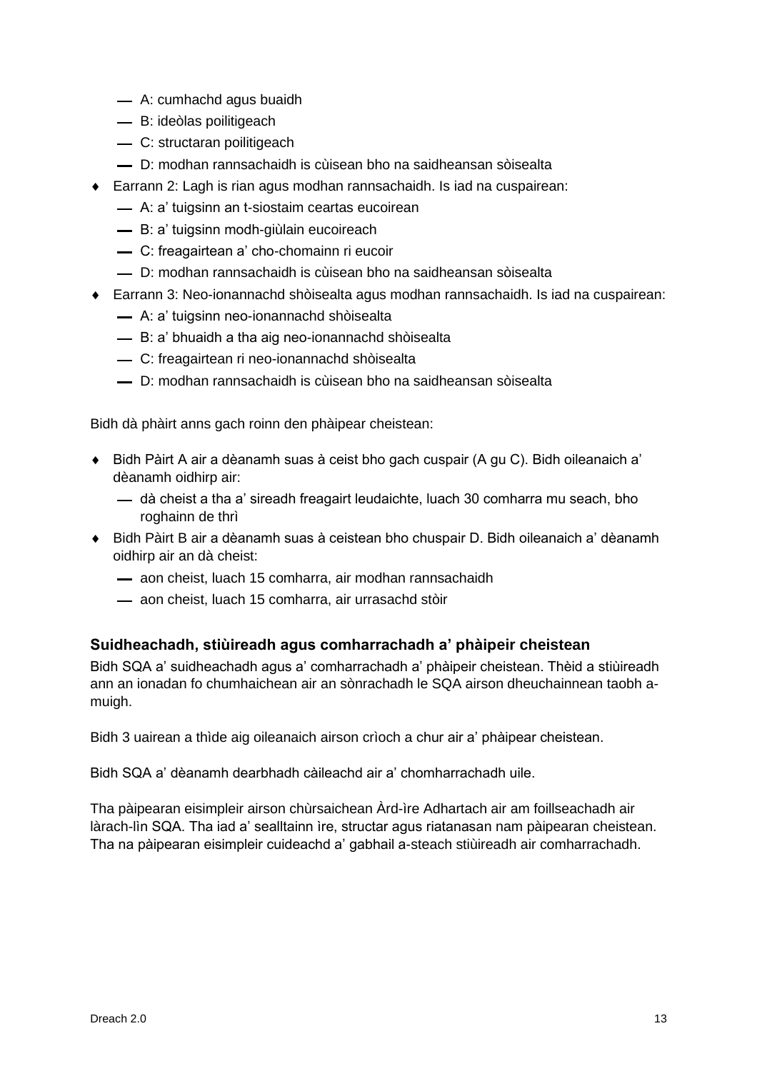- A: cumhachd agus buaidh
- B: ideòlas poilitigeach
- C: structaran poilitigeach
- D: modhan rannsachaidh is cùisean bho na saidheansan sòisealta

- Earrann 2: Lagh is rian agus modhan rannsachaidh. Is iad na cuspairean:
  - A: a’ tuigsinn an t-siostaim ceartas eucoirean
  - B: a’ tuigsinn modh-giùlain eucoireach
  - C: freagairtean a’ cho-chomainn ri eucoir
  - D: modhan rannsachaidh is cùisean bho na saidheansan sòisealta
- Earrann 3: Neo-ionannachd shòisealta agus modhan rannsachaidh. Is iad na cuspairean:
  - A: a’ tuigsinn neo-ionannachd shòisealta
  - B: a’ bhuaidh a tha aig neo-ionannachd shòisealta
  - C: freagairtean ri neo-ionannachd shòisealta
  - D: modhan rannsachaidh is cùisean bho na saidheansan sòisealta

Bidh dà phàirt anns gach roinn den phàipear cheistean:

- Bidh Pàirt A air a dèanamh suas à ceist bho gach cuspair (A gu C). Bidh oileanaich a’ dèanamh oidhirp air:
  - dà cheist a tha a’ sireadh freagairt leudaichte, luach 30 comharra mu seach, bho roghainn de thrì
- Bidh Pàirt B air a dèanamh suas à ceistean bho chuspair D. Bidh oileanaich a’ dèanamh oidhirp air an dà cheist:
  - aon cheist, luach 15 comharra, air modhan rannsachaidh
  - aon cheist, luach 15 comharra, air urrasachd stòir

### Suidheachadh, stiùireadh agus comharrachadh a’ phàipeir cheistean

Bidh SQA a’ suidheachadh agus a’ comharrachadh a’ phàipeir cheistean. Thèid a stiùireadh ann an ionadan fo chumhaichean air an sònrachadh le SQA airson dheuchainnean taobh a-muigh.

Bidh 3 uairean a thìde aig oileanaich airson crìoch a chur air a’ phàipear cheistean.

Bidh SQA a’ dèanamh dearbhadh càileachd air a’ chomharrachadh uile.

Tha pàipearan eisimpleir airson chùrsaichean Àrd-ìre Adhartach air am foillseachadh air làrach-lìn SQA. Tha iad a’ sealltainn ìre, structar agus riatanasan nam pàipearan cheistean. Tha na pàipearan eisimpleir cuideachd a’ gabhail a-steach stiùireadh air comharrachadh.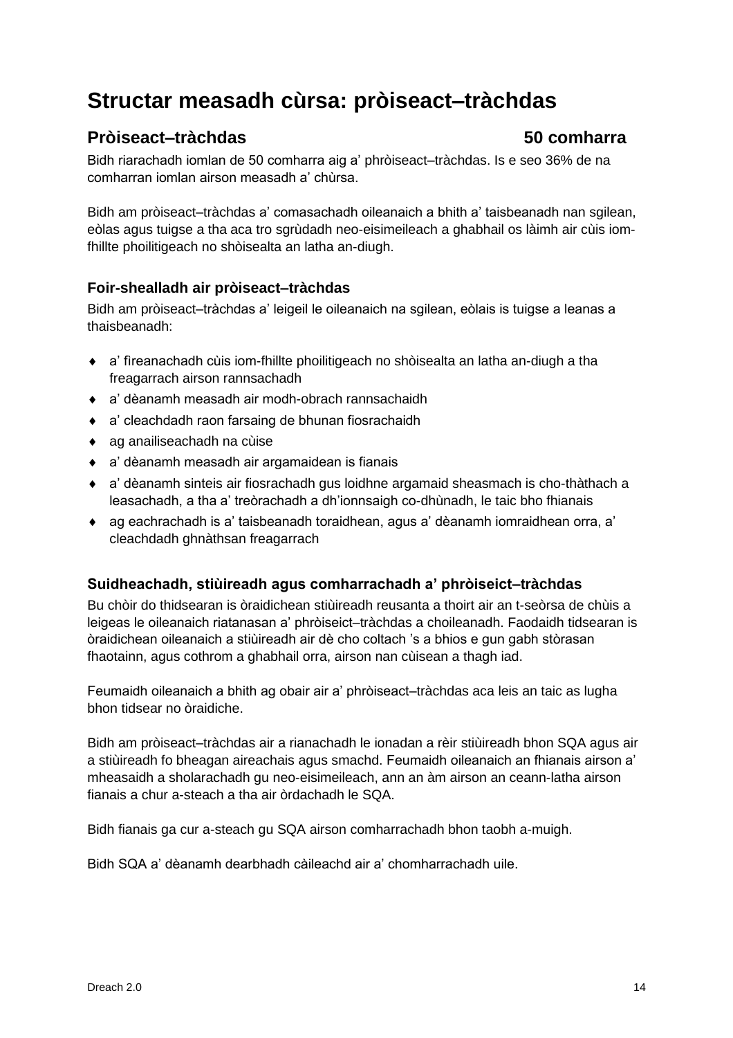# Structar measadh cùrsa: pròiseact–tràchdas

## Pròiseact–tràchdas 50 comharra

Bidh riarachadh iomlan de 50 comharra aig a' phròiseact–tràchdas. Is e seo 36% de na comharran iomlan airson measadh a' chùrsa.

Bidh am pròiseact–tràchdas a' comasachadh oileanaich a bhith a' taisbeanadh nan sgilean, eòlas agus tuigse a tha aca tro sgrùdadh neo-eisimeileach a ghabhail os làimh air cùis iom-fhillte phoilitigeach no shòisealta an latha an-diugh.

### Foir-shealladh air pròiseact–tràchdas

Bidh am pròiseact–tràchdas a' leigeil le oileanaich na sgilean, eòlais is tuigse a leanas a thaisbeanadh:

- a' fìreanachadh cùis iom-fhillte phoilitigeach no shòisealta an latha an-diugh a tha freagarrach airson rannsachadh
- a' dèanamh measadh air modh-obrach rannsachaidh
- a' cleachdadh raon farsaing de bhunan fiosrachaidh
- ag anailiseachadh na cùise
- a' dèanamh measadh air argamaidean is fianais
- a' dèanamh sinteis air fiosrachadh gus loidhne argamaid sheasmach is cho-thàthach a leasachadh, a tha a' treòrachadh a dh'ionnsaigh co-dhùnadh, le taic bho fhianais
- ag eachrachadh is a' taisbeanadh toraidhean, agus a' dèanamh iomraidhean orra, a' cleachdadh ghnàthsan freagarrach

### Suidheachadh, stiùireadh agus comharrachadh a' phròiseict–tràchdas

Bu chòir do thidsearan is òraidichean stiùireadh reusanta a thoirt air an t-seòrsa de chùis a leigeas le oileanaich riatanasan a' phròiseict–tràchdas a choileanadh. Faodaidh tidsearan is òraidichean oileanaich a stiùireadh air dè cho coltach 's a bhios e gun gabh stòrasan fhaotainn, agus cothrom a ghabhail orra, airson nan cùisean a thagh iad.

Feumaidh oileanaich a bhith ag obair air a' phròiseact–tràchdas aca leis an taic as lugha bhon tidsear no òraidiche.

Bidh am pròiseact–tràchdas air a rianachadh le ionadan a rèir stiùireadh bhon SQA agus air a stiùireadh fo bheagan aireachais agus smachd. Feumaidh oileanaich an fhianais airson a' mheasaidh a sholarachadh gu neo-eisimeileach, ann an àm airson an ceann-latha airson fianais a chur a-steach a tha air òrdachadh le SQA.

Bidh fianais ga cur a-steach gu SQA airson comharrachadh bhon taobh a-muigh.

Bidh SQA a' dèanamh dearbhadh càileachd air a' chomharrachadh uile.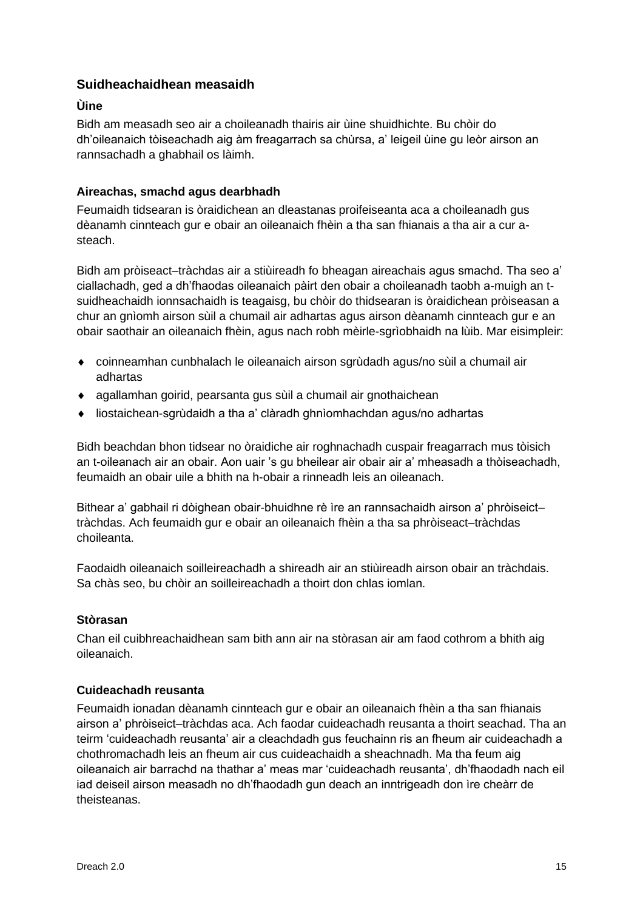## Suidheachaidhean measaidh

### Ùine

Bidh am measadh seo air a choileanadh thairis air ùine shuidhichte. Bu chòir do dh’oileanaich tòiseachadh aig àm freagarrach sa chùrsa, a’ leigeil ùine gu leòr airson an rannsachadh a ghabhail os làimh.

### Aireachas, smachd agus dearbhadh

Feumaidh tidsearan is òraidichean an dleastanas proifeiseanta aca a choileanadh gus dèanamh cinnteach gur e obair an oileanaich fhèin a tha san fhianais a tha air a cur a-steach.

Bidh am pròiseact–tràchdas air a stiùireadh fo bheagan aireachais agus smachd. Tha seo a’ ciallachadh, ged a dh’fhaodas oileanaich pàirt den obair a choileanadh taobh a-muigh an t-suidheachaidh ionnsachaidh is teagaisg, bu chòir do thidsearan is òraidichean pròiseasan a chur an gnìomh airson sùil a chumail air adhartas agus airson dèanamh cinnteach gur e an obair saothair an oileanaich fhèin, agus nach robh mèirle-sgrìobhaidh na lùib. Mar eisimpleir:

- coinneamhan cunbhalach le oileanaich airson sgrùdadh agus/no sùil a chumail air adhartas
- agallamhan goirid, pearsanta gus sùil a chumail air gnothaichean
- liostaichean-sgrùdaidh a tha a’ clàradh ghnìomhachdan agus/no adhartas

Bidh beachdan bhon tidsear no òraidiche air roghnachadh cuspair freagarrach mus tòisich an t-oileanach air an obair. Aon uair ’s gu bheilear air obair air a’ mheasadh a thòiseachadh, feumaidh an obair uile a bhith na h-obair a rinneadh leis an oileanach.

Bithear a’ gabhail ri dòighean obair-bhuidhne rè ìre an rannsachaidh airson a’ phròiseict–tràchdas. Ach feumaidh gur e obair an oileanaich fhèin a tha sa phròiseact–tràchdas choileanta.

Faodaidh oileanaich soilleireachadh a shireadh air an stiùireadh airson obair an tràchdais. Sa chàs seo, bu chòir an soilleireachadh a thoirt don chlas iomlan.

### Stòrasan

Chan eil cuibhreachaidhean sam bith ann air na stòrasan air am faod cothrom a bhith aig oileanaich.

### Cuideachadh reusanta

Feumaidh ionadan dèanamh cinnteach gur e obair an oileanaich fhèin a tha san fhianais airson a’ phròiseict–tràchdas aca. Ach faodar cuideachadh reusanta a thoirt seachad. Tha an teirm ‘cuideachadh reusanta’ air a cleachdadh gus feuchainn ris an fheum air cuideachadh a chothromachadh leis an fheum air cus cuideachaidh a sheachnadh. Ma tha feum aig oileanaich air barrachd na thathar a’ meas mar ‘cuideachadh reusanta’, dh’fhaodadh nach eil iad deiseil airson measadh no dh’fhaodadh gun deach an inntrigeadh don ìre cheàrr de theisteanas.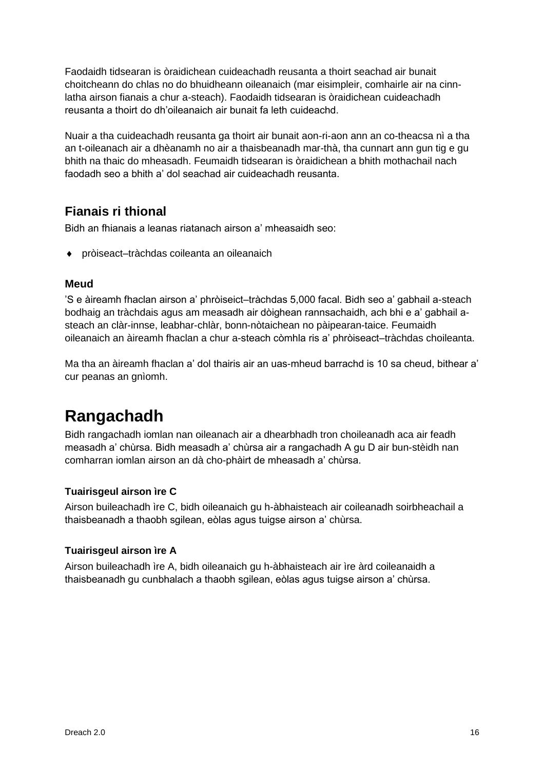Faodaidh tidsearan is òraidichean cuideachadh reusanta a thoirt seachad air bunait choitcheann do chlas no do bhuidheann oileanaich (mar eisimpleir, comhairle air na cinn-latha airson fianais a chur a-steach). Faodaidh tidsearan is òraidichean cuideachadh reusanta a thoirt do dh'oileanaich air bunait fa leth cuideachd.

Nuair a tha cuideachadh reusanta ga thoirt air bunait aon-ri-aon ann an co-theacsa nì a tha an t-oileanach air a dhèanamh no air a thaisbeanadh mar-thà, tha cunnart ann gun tig e gu bhith na thaic do mheasadh. Feumaidh tidsearan is òraidichean a bhith mothachail nach faodadh seo a bhith a' dol seachad air cuideachadh reusanta.

## Fianais ri thional

Bidh an fhianais a leanas riatanach airson a' mheasaidh seo:

- pròiseact–tràchdas coileanta an oileanaich

### Meud

'S e àireamh fhaclan airson a' phròiseict–tràchdas 5,000 facal. Bidh seo a' gabhail a-steach bodhaig an tràchdais agus am measadh air dòighean rannsachaidh, ach bhi e a' gabhail a-steach an clàr-innse, leabhar-chlàr, bonn-nòtaichean no pàipearan-taice. Feumaidh oileanaich an àireamh fhaclan a chur a-steach còmhla ris a' phròiseact–tràchdas choileanta.

Ma tha an àireamh fhaclan a' dol thairis air an uas-mheud barrachd is 10 sa cheud, bithear a' cur peanas an gnìomh.

# Rangachadh

Bidh rangachadh iomlan nan oileanach air a dhearbhadh tron choileanadh aca air feadh measadh a' chùrsa. Bidh measadh a' chùrsa air a rangachadh A gu D air bun-stèidh nan comharran iomlan airson an dà cho-phàirt de mheasadh a' chùrsa.

### Tuairisgeul airson ìre C

Airson buileachadh ìre C, bidh oileanaich gu h-àbhaisteach air coileanadh soirbheachail a thaisbeanadh a thaobh sgilean, eòlas agus tuigse airson a' chùrsa.

### Tuairisgeul airson ìre A

Airson buileachadh ìre A, bidh oileanaich gu h-àbhaisteach air ìre àrd coileanaidh a thaisbeanadh gu cunbhalach a thaobh sgilean, eòlas agus tuigse airson a' chùrsa.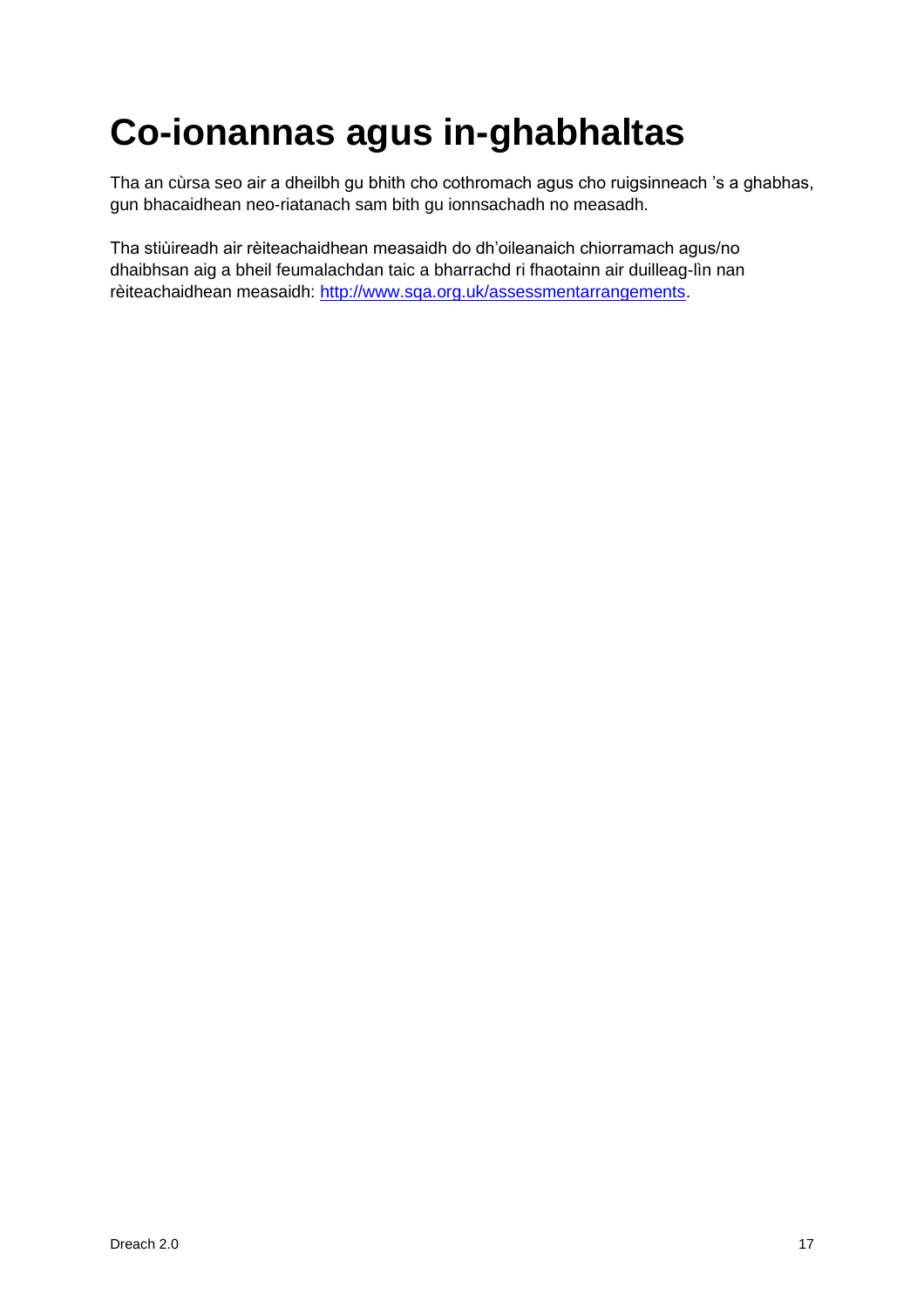# Co-ionannas agus in-ghabhaltas

Tha an cùrsa seo air a dheilbh gu bhith cho cothromach agus cho ruigsinneach 's a ghabhas, gun bhacaidhean neo-riatanach sam bith gu ionnsachadh no measadh.

Tha stiùireadh air rèiteachaidhean measaidh do dh'oileanaich chiorramach agus/no dhaibhsan aig a bheil feumalachdan taic a bharrachd ri fhaotainn air duilleag-lìn nan rèiteachaidhean measaidh: [http://www.sqa.org.uk/assessmentarrangements](http://www.sqa.org.uk/assessmentarrangements).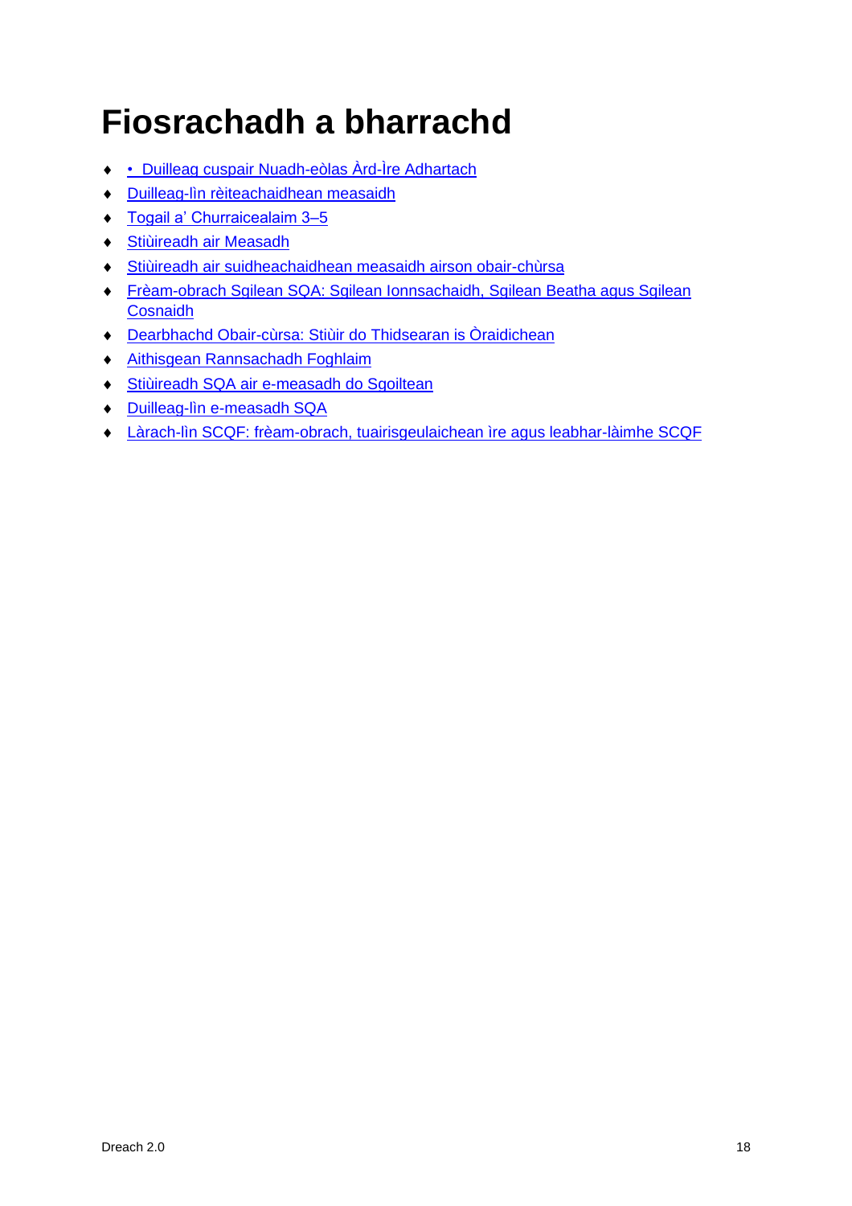# Fiosrachadh a bharrachd

- • Duilleag cuspair Nuadh-eòlas Àrd-Ìre Adhartach
- Duilleag-lìn rèiteachaidhean measaidh
- Togail a' Churraicealaim 3–5
- Stiùireadh air Measadh
- Stiùireadh air suidheachaidhean measaidh airson obair-chùrsa
- Frèam-obrach Sgilean SQA: Sgilean Ionnsachaidh, Sgilean Beatha agus Sgilean Cosnaidh
- Dearbhachd Obair-cùrsa: Stiùir do Thidsearan is Òraidichean
- Aithisgean Rannsachadh Foghlaim
- Stiùireadh SQA air e-measadh do Sgoiltean
- Duilleag-lìn e-measadh SQA
- Làrach-lìn SCQF: frèam-obrach, tuairisgeulaichean ìre agus leabhar-làimhe SCQF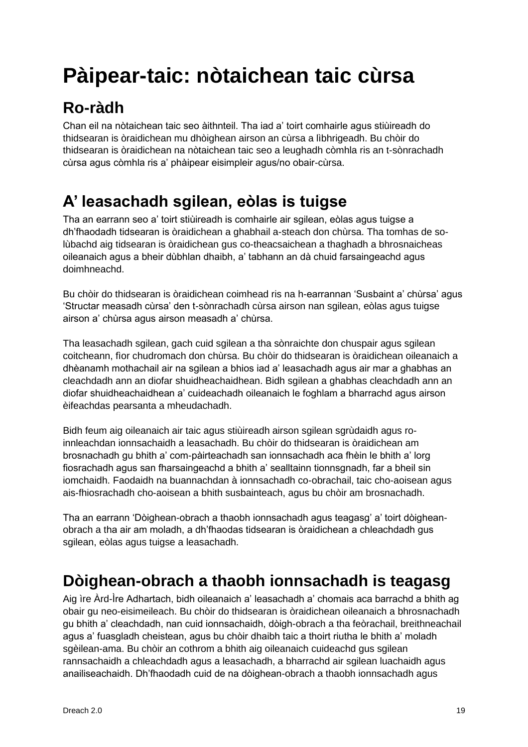# Pàipear-taic: nòtaichean taic cùrsa

## Ro-ràdh

Chan eil na nòtaichean taic seo àithnteil. Tha iad a' toirt comhairle agus stiùireadh do thidsearan is òraidichean mu dhòighean airson an cùrsa a lìbhrigeadh. Bu chòir do thidsearan is òraidichean na nòtaichean taic seo a leughadh còmhla ris an t-sònrachadh cùrsa agus còmhla ris a' phàipear eisimpleir agus/no obair-cùrsa.

## A' leasachadh sgilean, eòlas is tuigse

Tha an earrann seo a' toirt stiùireadh is comhairle air sgilean, eòlas agus tuigse a dh'fhaodadh tidsearan is òraidichean a ghabhail a-steach don chùrsa. Tha tomhas de so-lùbachd aig tidsearan is òraidichean gus co-theacsaichean a thaghadh a bhrosnaicheas oileanaich agus a bheir dùbhlan dhaibh, a' tabhann an dà chuid farsaingeachd agus doimhneachd.

Bu chòir do thidsearan is òraidichean coimhead ris na h-earrannan 'Susbaint a' chùrsa' agus 'Structar measadh cùrsa' den t-sònrachadh cùrsa airson nan sgilean, eòlas agus tuigse airson a' chùrsa agus airson measadh a' chùrsa.

Tha leasachadh sgilean, gach cuid sgilean a tha sònraichte don chuspair agus sgilean coitcheann, fìor chudromach don chùrsa. Bu chòir do thidsearan is òraidichean oileanaich a dhèanamh mothachail air na sgilean a bhios iad a' leasachadh agus air mar a ghabhas an cleachdadh ann an diofar shuidheachaidhean. Bidh sgilean a ghabhas cleachdadh ann an diofar shuidheachaidhean a' cuideachadh oileanaich le foghlam a bharrachd agus airson èifeachdas pearsanta a mheudachadh.

Bidh feum aig oileanaich air taic agus stiùireadh airson sgilean sgrùdaidh agus ro-innleachdan ionnsachaidh a leasachadh. Bu chòir do thidsearan is òraidichean am brosnachadh gu bhith a' com-pàirteachadh san ionnsachadh aca fhèin le bhith a' lorg fiosrachadh agus san fharsaingeachd a bhith a' sealltainn tionnsgnadh, far a bheil sin iomchaidh. Faodaidh na buannachdan à ionnsachadh co-obrachail, taic cho-aoisean agus ais-fhiosrachadh cho-aoisean a bhith susbainteach, agus bu chòir am brosnachadh.

Tha an earrann 'Dòighean-obrach a thaobh ionnsachadh agus teagasg' a' toirt dòighean-obrach a tha air am moladh, a dh'fhaodas tidsearan is òraidichean a chleachdadh gus sgilean, eòlas agus tuigse a leasachadh.

## Dòighean-obrach a thaobh ionnsachadh is teagasg

Aig ìre Àrd-Ìre Adhartach, bidh oileanaich a' leasachadh a' chomais aca barrachd a bhith ag obair gu neo-eisimeileach. Bu chòir do thidsearan is òraidichean oileanaich a bhrosnachadh gu bhith a' cleachdadh, nan cuid ionnsachaidh, dòigh-obrach a tha feòrachail, breithneachail agus a' fuasgladh cheistean, agus bu chòir dhaibh taic a thoirt riutha le bhith a' moladh sgèilean-ama. Bu chòir an cothrom a bhith aig oileanaich cuideachd gus sgilean rannsachaidh a chleachdadh agus a leasachadh, a bharrachd air sgilean luachaidh agus anailiseachaidh. Dh'fhaodadh cuid de na dòighean-obrach a thaobh ionnsachadh agus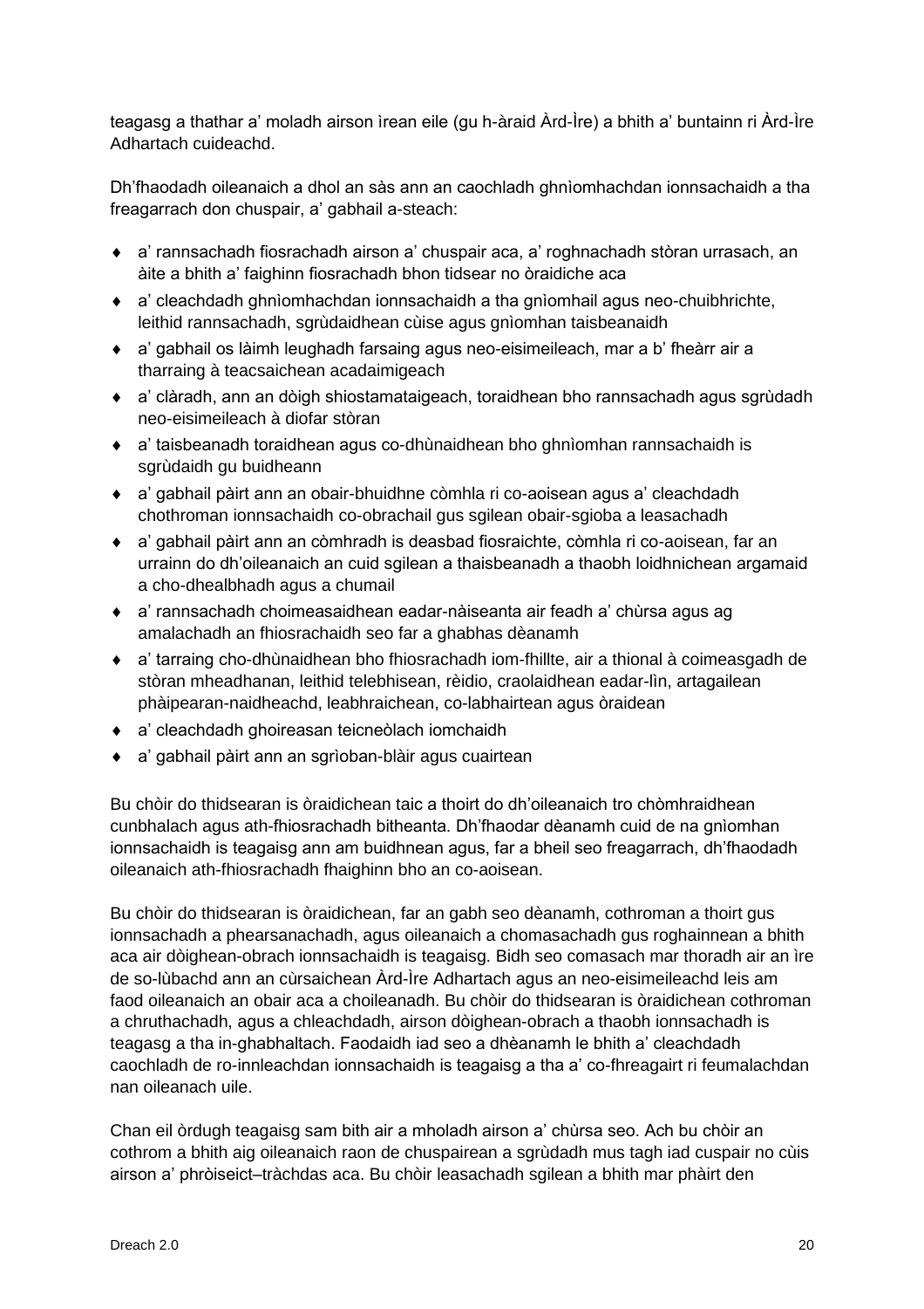teagasg a thathar a' moladh airson ìrean eile (gu h-àraid Àrd-Ìre) a bhith a' buntainn ri Àrd-Ìre Adhartach cuideachd.

Dh'fhaodadh oileanaich a dhol an sàs ann an caochladh ghnìomhachdan ionnsachaidh a tha freagarrach don chuspair, a' gabhail a-steach:

- a' rannsachadh fiosrachadh airson a' chuspair aca, a' roghnachadh stòran urrasach, an àite a bhith a' faighinn fiosrachadh bhon tidsear no òraidiche aca
- a' cleachdadh ghnìomhachdan ionnsachaidh a tha gnìomhail agus neo-chuibhrichte, leithid rannsachadh, sgrùdaidhean cùise agus gnìomhan taisbeanaidh
- a' gabhail os làimh leughadh farsaing agus neo-eisimeileach, mar a b' fheàrr air a tharraing à teacsaichean acadaimigeach
- a' clàradh, ann an dòigh shiostamataigeach, toraidhean bho rannsachadh agus sgrùdadh neo-eisimeileach à diofar stòran
- a' taisbeanadh toraidhean agus co-dhùnaidhean bho ghnìomhan rannsachaidh is sgrùdaidh gu buidheann
- a' gabhail pàirt ann an obair-bhuidhne còmhla ri co-aoisean agus a' cleachdadh chothroman ionnsachaidh co-obrachail gus sgilean obair-sgioba a leasachadh
- a' gabhail pàirt ann an còmhradh is deasbad fiosraichte, còmhla ri co-aoisean, far an urrainn do dh'oileanaich an cuid sgilean a thaisbeanadh a thaobh loidhnichean argamaid a cho-dhealbhadh agus a chumail
- a' rannsachadh choimeasaidhean eadar-nàiseanta air feadh a' chùrsa agus ag amalachadh an fhiosrachaidh seo far a ghabhas dèanamh
- a' tarraing cho-dhùnaidhean bho fhiosrachadh iom-fhillte, air a thional à coimeasgadh de stòran mheadhanan, leithid telebhisean, rèidio, craolaidhean eadar-lìn, artagailean phàipearan-naidheachd, leabhraichean, co-labhairtean agus òraidean
- a' cleachdadh ghoireasan teicneòlach iomchaidh
- a' gabhail pàirt ann an sgrìoban-blàir agus cuairtean

Bu chòir do thidsearan is òraidichean taic a thoirt do dh'oileanaich tro chòmhraidhean cunbhalach agus ath-fhiosrachadh bitheanta. Dh'fhaodar dèanamh cuid de na gnìomhan ionnsachaidh is teagaisg ann am buidhnean agus, far a bheil seo freagarrach, dh'fhaodadh oileanaich ath-fhiosrachadh fhaighinn bho an co-aoisean.

Bu chòir do thidsearan is òraidichean, far an gabh seo dèanamh, cothroman a thoirt gus ionnsachadh a phearsanachadh, agus oileanaich a chomasachadh gus roghainnean a bhith aca air dòighean-obrach ionnsachaidh is teagaisg. Bidh seo comasach mar thoradh air an ìre de so-lùbachd ann an cùrsaichean Àrd-Ìre Adhartach agus an neo-eisimeileachd leis am faod oileanaich an obair aca a choileanadh. Bu chòir do thidsearan is òraidichean cothroman a chruthachadh, agus a chleachdadh, airson dòighean-obrach a thaobh ionnsachadh is teagasg a tha in-ghabhaltach. Faodaidh iad seo a dhèanamh le bhith a' cleachdadh caochladh de ro-innleachdan ionnsachaidh is teagaisg a tha a' co-fhreagairt ri feumalachdan nan oileanach uile.

Chan eil òrdugh teagaisg sam bith air a mholadh airson a' chùrsa seo. Ach bu chòir an cothrom a bhith aig oileanaich raon de chuspairean a sgrùdadh mus tagh iad cuspair no cùis airson a' phròiseict–tràchdas aca. Bu chòir leasachadh sgilean a bhith mar phàirt den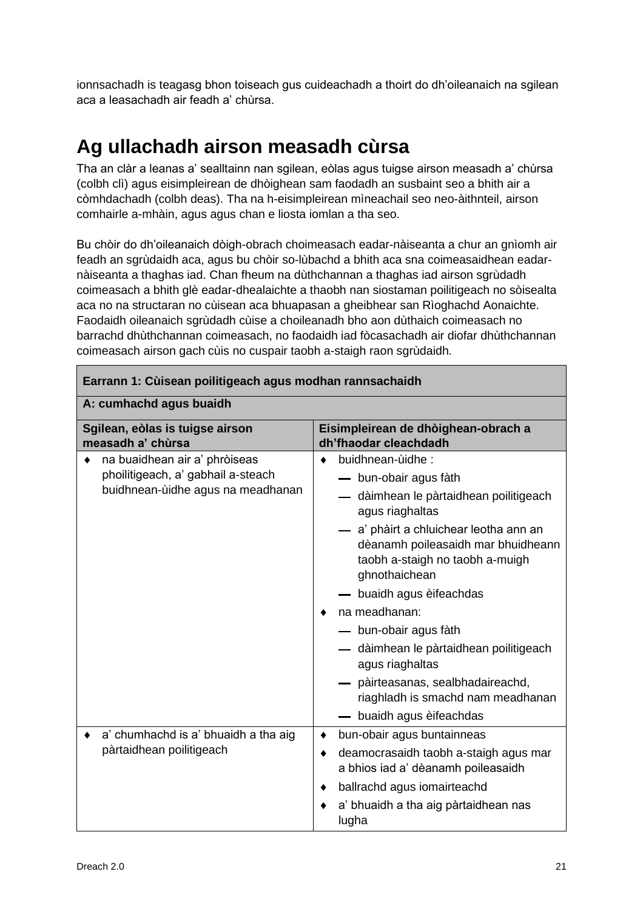ionnsachadh is teagasg bhon toiseach gus cuideachadh a thoirt do dh'oileanaich na sgilean aca a leasachadh air feadh a' chùrsa.

## Ag ullachadh airson measadh cùrsa

Tha an clàr a leanas a' sealltainn nan sgilean, eòlas agus tuigse airson measadh a' chùrsa (colbh clì) agus eisimpleirean de dhòighean sam faodadh an susbaint seo a bhith air a còmhdachadh (colbh deas). Tha na h-eisimpleirean mìneachail seo neo-àithnteil, airson comhairle a-mhàin, agus agus chan e liosta iomlan a tha seo.

Bu chòir do dh'oileanaich dòigh-obrach choimeasach eadar-nàiseanta a chur an gnìomh air feadh an sgrùdaidh aca, agus bu chòir so-lùbachd a bhith aca sna coimeasaidhean eadar-nàiseanta a thaghas iad. Chan fheum na dùthchannan a thaghas iad airson sgrùdadh coimeasach a bhith glè eadar-dhealaichte a thaobh nan siostaman poilitigeach no sòisealta aca no na structaran no cùisean aca bhuapasan a gheibhear san Rìoghachd Aonaichte. Faodaidh oileanaich sgrùdadh cùise a choileanadh bho aon dùthaich coimeasach no barrachd dhùthchannan coimeasach, no faodaidh iad fòcasachadh air diofar dhùthchannan coimeasach airson gach cùis no cuspair taobh a-staigh raon sgrùdaidh.

| **Earrann 1: Cùisean poilitigeach agus modhan rannsachaidh** | |
|---|---|
| **A: cumhachd agus buaidh** | |
| **Sgilean, eòlas is tuigse airson measadh a' chùrsa** | **Eisimpleirean de dhòighean-obrach a dh'fhaodar cleachdadh** |
| ♦ na buaidhean air a' phròiseas phoilitigeach, a' gabhail a-steach buidhnean-ùidhe agus na meadhanan | ♦ buidhnean-ùidhe :<br>— bun-obair agus fàth<br>— dàimhean le pàrtaidhean poilitigeach agus riaghaltas<br>— a' phàirt a chluichear leotha ann an dèanamh poileasaidh mar bhuidheann taobh a-staigh no taobh a-muigh ghnothaichean<br>— buaidh agus èifeachdas<br>♦ na meadhanan:<br>— bun-obair agus fàth<br>— dàimhean le pàrtaidhean poilitigeach agus riaghaltas<br>— pàirteasanas, sealbhadaireachd, riaghladh is smachd nam meadhanan<br>— buaidh agus èifeachdas |
| ♦ a' chumhachd is a' bhuaidh a tha aig pàrtaidhean poilitigeach | ♦ bun-obair agus buntainneas<br>♦ deamocrasaidh taobh a-staigh agus mar a bhios iad a' dèanamh poileasaidh<br>♦ ballrachd agus iomairteachd<br>♦ a' bhuaidh a tha aig pàrtaidhean nas lugha |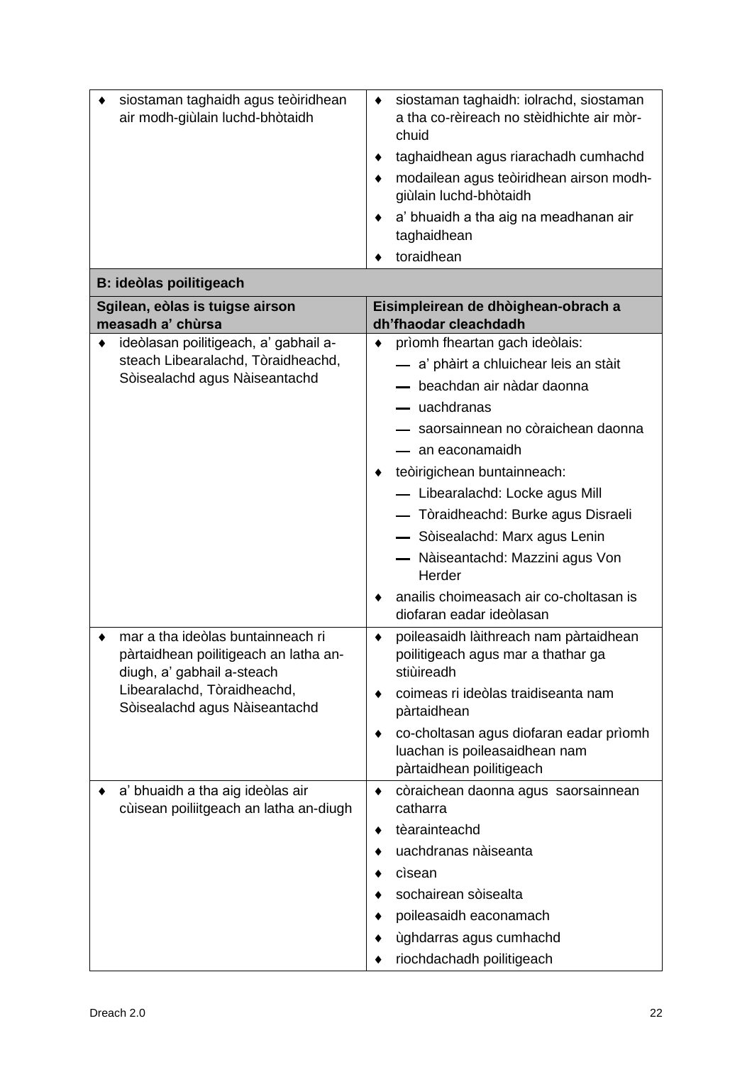| | |
|---|---|
| ♦ siostaman taghaidh agus teòiridhean air modh-giùlain luchd-bhòtaidh | ♦ siostaman taghaidh: iolrachd, siostaman a tha co-rèireach no stèidhichte air mòr-chuid<br>♦ taghaidhean agus riarachadh cumhachd<br>♦ modailean agus teòiridhean airson modh-giùlain luchd-bhòtaidh<br>♦ a' bhuaidh a tha aig na meadhanan air taghaidhean<br>♦ toraidhean |

**B: ideòlas poilitigeach**

| Sgilean, eòlas is tuigse airson measadh a' chùrsa | Eisimpleirean de dhòighean-obrach a dh'fhaodar cleachdadh |
|---|---|
| ♦ ideòlasan poilitigeach, a' gabhail a-steach Libearalachd, Tòraidheachd, Sòisealachd agus Nàiseantachd | ♦ prìomh fheartan gach ideòlais:<br>— a' phàirt a chluichear leis an stàit<br>— beachdan air nàdar daonna<br>— uachdranas<br>— saorsainnean no còraichean daonna<br>— an eaconamaidh<br>♦ teòirigichean buntainneach:<br>— Libearalachd: Locke agus Mill<br>— Tòraidheachd: Burke agus Disraeli<br>— Sòisealachd: Marx agus Lenin<br>— Nàiseantachd: Mazzini agus Von Herder<br>♦ anailis choimeasach air co-choltasan is diofaran eadar ideòlasan |
| ♦ mar a tha ideòlas buntainneach ri pàrtaidhean poilitigeach an latha an-diugh, a' gabhail a-steach Libearalachd, Tòraidheachd, Sòisealachd agus Nàiseantachd | ♦ poileasaidh làithreach nam pàrtaidhean poilitigeach agus mar a thathar ga stiùireadh<br>♦ coimeas ri ideòlas traidiseanta nam pàrtaidhean<br>♦ co-choltasan agus diofaran eadar prìomh luachan is poileasaidhean nam pàrtaidhean poilitigeach |
| ♦ a' bhuaidh a tha aig ideòlas air cùisean poiliitgeach an latha an-diugh | ♦ còraichean daonna agus saorsainnean catharra<br>♦ tèarainteachd<br>♦ uachdranas nàiseanta<br>♦ cìsean<br>♦ sochairean sòisealta<br>♦ poileasaidh eaconamach<br>♦ ùghdarras agus cumhachd<br>♦ riochdachadh poilitigeach |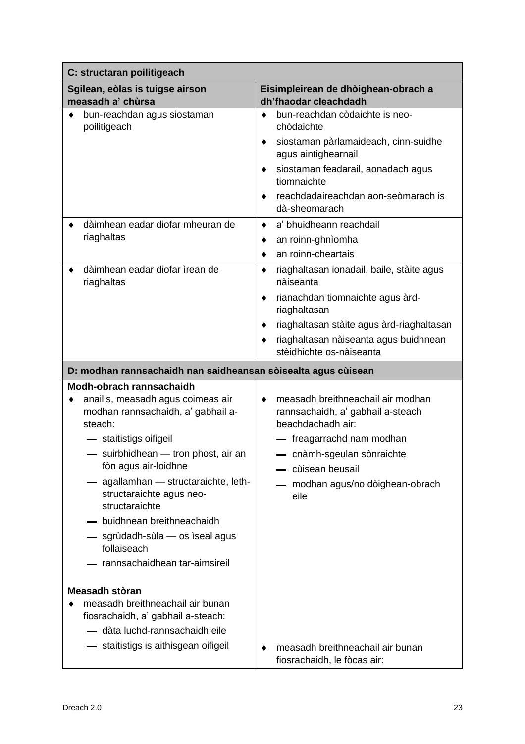| C: structaran poilitigeach | |
|---|---|
| **Sgilean, eòlas is tuigse airson measadh a' chùrsa** | **Eisimpleirean de dhòighean-obrach a dh'fhaodar cleachdadh** |
| ♦ bun-reachdan agus siostaman poilitigeach | ♦ bun-reachdan còdaichte is neo-chòdaichte<br>♦ siostaman pàrlamaideach, cinn-suidhe agus aintighearnail<br>♦ siostaman feadarail, aonadach agus tiomnaichte<br>♦ reachdadaireachdan aon-seòmarach is dà-sheomarach |
| ♦ dàimhean eadar diofar mheuran de riaghaltas | ♦ a' bhuidheann reachdail<br>♦ an roinn-ghnìomha<br>♦ an roinn-cheartais |
| ♦ dàimhean eadar diofar ìrean de riaghaltas | ♦ riaghaltasan ionadail, baile, stàite agus nàiseanta<br>♦ rianachdan tiomnaichte agus àrd-riaghaltasan<br>♦ riaghaltasan stàite agus àrd-riaghaltasan<br>♦ riaghaltasan nàiseanta agus buidhnean stèidhichte os-nàiseanta |
| **D: modhan rannsachaidh nan saidheansan sòisealta agus cùisean** | |
| **Modh-obrach rannsachaidh**<br>♦ anailis, measadh agus coimeas air modhan rannsachaidh, a' gabhail a-steach:<br>— staitistigs oifigeil<br>— suirbhidhean — tron phost, air an fòn agus air-loidhne<br>— agallamhan — structaraichte, leth-structaraichte agus neo-structaraichte<br>— buidhnean breithneachaidh<br>— sgrùdadh-sùla — os ìseal agus follaiseach<br>— rannsachaidhean tar-aimsireil | ♦ measadh breithneachail air modhan rannsachaidh, a' gabhail a-steach beachdachadh air:<br>— freagarrachd nam modhan<br>— cnàmh-sgeulan sònraichte<br>— cùisean beusail<br>— modhan agus/no dòighean-obrach eile |
| **Measadh stòran**<br>♦ measadh breithneachail air bunan fiosrachaidh, a' gabhail a-steach:<br>— dàta luchd-rannsachaidh eile<br>— staitistigs is aithisgean oifigeil | ♦ measadh breithneachail air bunan fiosrachaidh, le fòcas air: |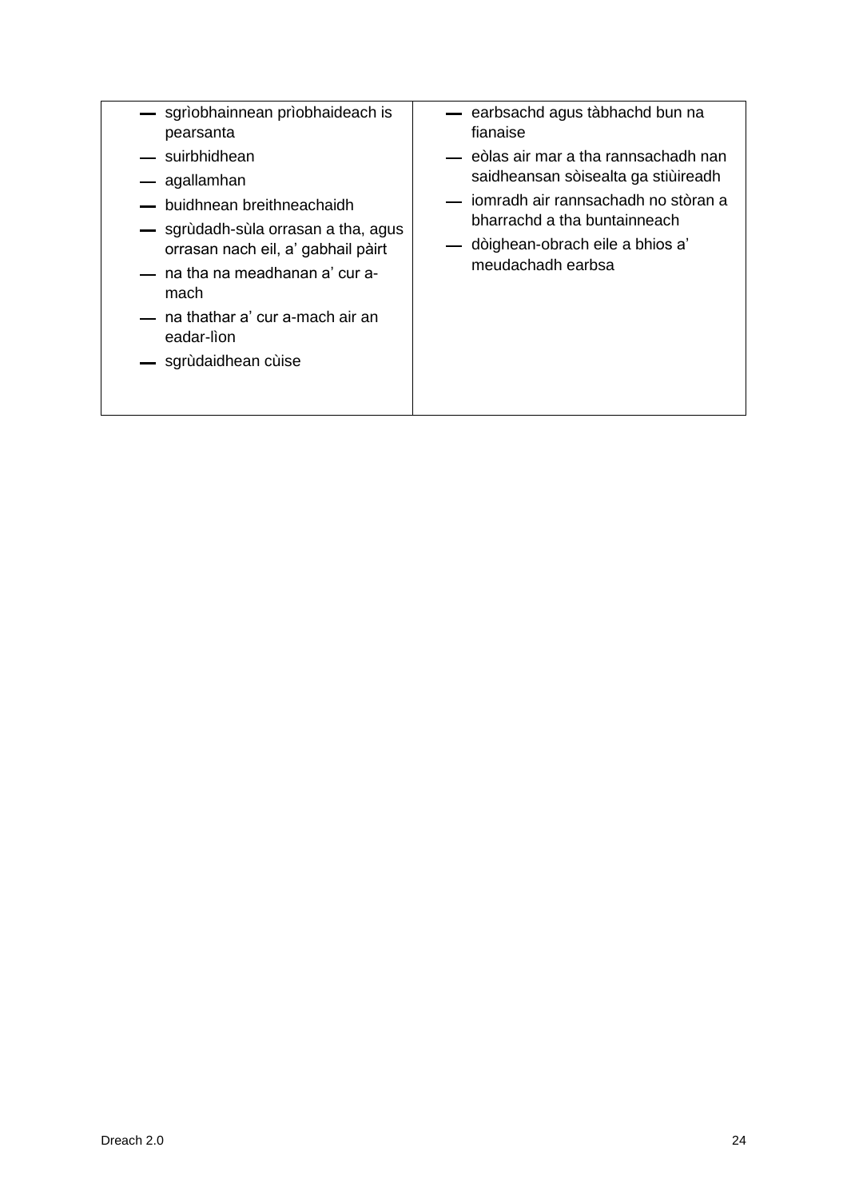| | |
|---|---|
| — sgrìobhainnean prìobhaideach is pearsanta<br>— suirbhidhean<br>— agallamhan<br>— buidhnean breithneachaidh<br>— sgrùdadh-sùla orrasan a tha, agus orrasan nach eil, a' gabhail pàirt<br>— na tha na meadhanan a' cur a-mach<br>— na thathar a' cur a-mach air an eadar-lìon<br>— sgrùdaidhean cùise | — earbsachd agus tàbhachd bun na fianaise<br>— eòlas air mar a tha rannsachadh nan saidheansan sòisealta ga stiùireadh<br>— iomradh air rannsachadh no stòran a bharrachd a tha buntainneach<br>— dòighean-obrach eile a bhios a' meudachadh earbsa |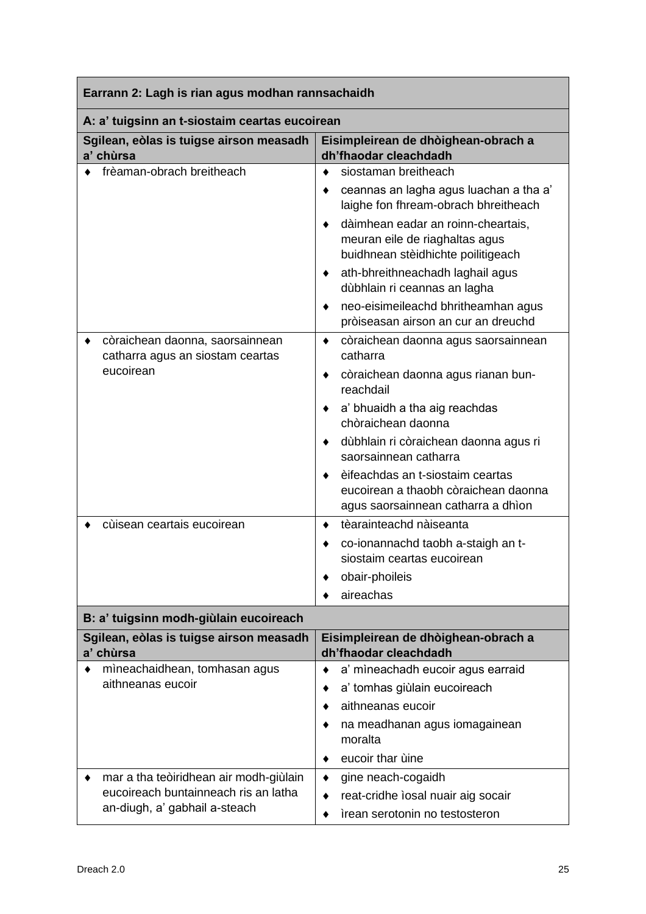| Earrann 2: Lagh is rian agus modhan rannsachaidh | |
|---|---|
| **A: a' tuigsinn an t-siostaim ceartas eucoirean** | |
| **Sgilean, eòlas is tuigse airson measadh a' chùrsa** | **Eisimpleirean de dhòighean-obrach a dh'fhaodar cleachdadh** |
| ♦ frèaman-obrach breitheach | ♦ siostaman breitheach<br>♦ ceannas an lagha agus luachan a tha a' laighe fon fhream-obrach bhreitheach<br>♦ dàimhean eadar an roinn-cheartais, meuran eile de riaghaltas agus buidhnean stèidhichte poilitigeach<br>♦ ath-bhreithneachadh laghail agus dùbhlain ri ceannas an lagha<br>♦ neo-eisimeileachd bhritheamhan agus pròiseasan airson an cur an dreuchd |
| ♦ còraichean daonna, saorsainnean catharra agus an siostam ceartas eucoirean | ♦ còraichean daonna agus saorsainnean catharra<br>♦ còraichean daonna agus rianan bun-reachdail<br>♦ a' bhuaidh a tha aig reachdas chòraichean daonna<br>♦ dùbhlain ri còraichean daonna agus ri saorsainnean catharra<br>♦ èifeachdas an t-siostaim ceartas eucoirean a thaobh còraichean daonna agus saorsainnean catharra a dhìon |
| ♦ cùisean ceartais eucoirean | ♦ tèarainteachd nàiseanta<br>♦ co-ionannachd taobh a-staigh an t-siostaim ceartas eucoirean<br>♦ obair-phoileis<br>♦ aireachas |
| **B: a' tuigsinn modh-giùlain eucoireach** | |
| **Sgilean, eòlas is tuigse airson measadh a' chùrsa** | **Eisimpleirean de dhòighean-obrach a dh'fhaodar cleachdadh** |
| ♦ mìneachaidhean, tomhasan agus aithneanas eucoir | ♦ a' mìneachadh eucoir agus earraid<br>♦ a' tomhas giùlain eucoireach<br>♦ aithneanas eucoir<br>♦ na meadhanan agus iomagainean moralta<br>♦ eucoir thar ùine |
| ♦ mar a tha teòiridhean air modh-giùlain eucoireach buntainneach ris an latha an-diugh, a' gabhail a-steach | ♦ gine neach-cogaidh<br>♦ reat-cridhe ìosal nuair aig socair<br>♦ ìrean serotonin no testosteron |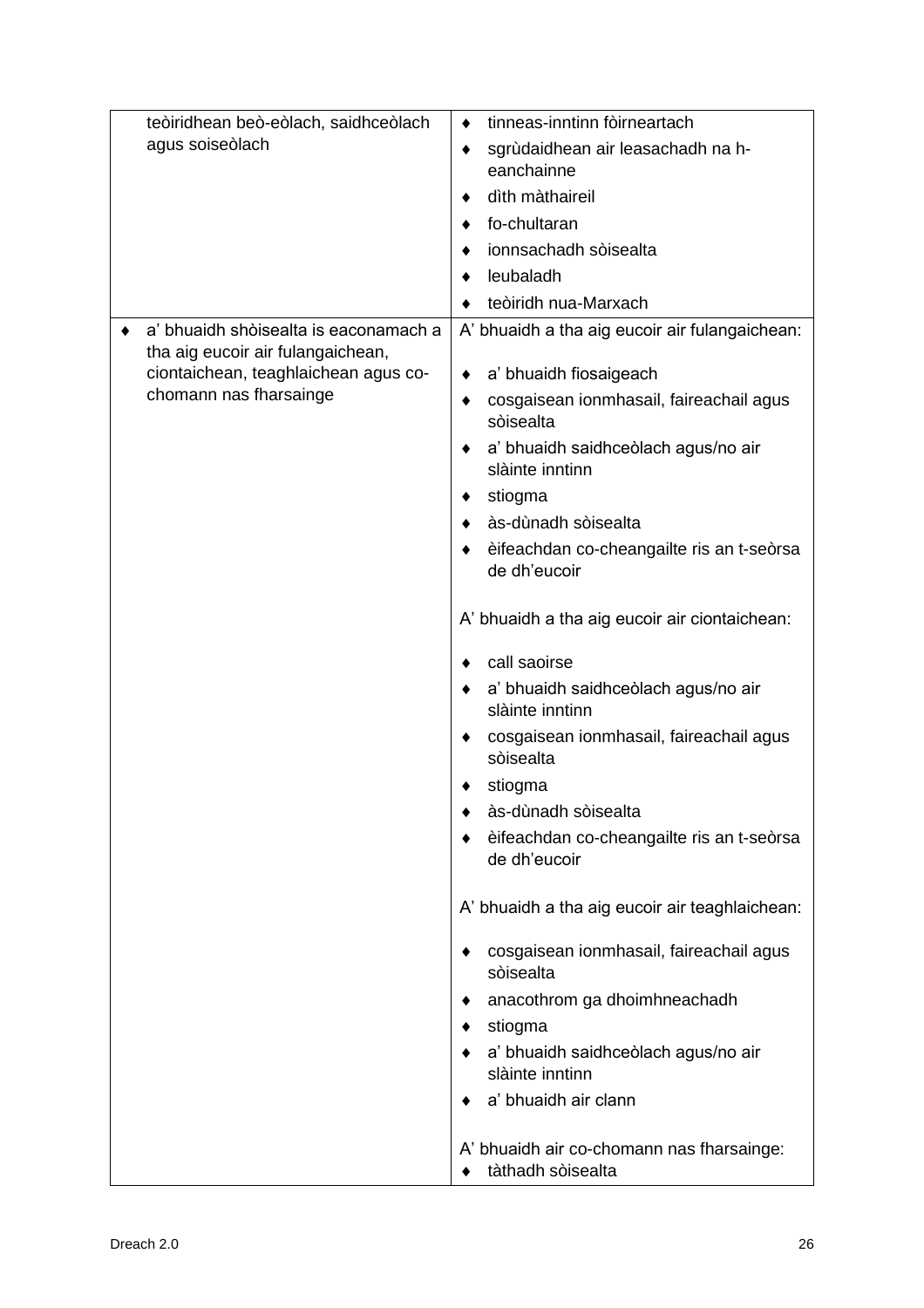| | |
|---|---|
| teòiridhean beò-eòlach, saidhceòlach agus soiseòlach | ♦ tinneas-inntinn fòirneartach<br>♦ sgrùdaidhean air leasachadh na h-eanchainne<br>♦ dìth màthaireil<br>♦ fo-chultaran<br>♦ ionnsachadh sòisealta<br>♦ leubaladh<br>♦ teòiridh nua-Marxach |
| ♦ a' bhuaidh shòisealta is eaconamach a tha aig eucoir air fulangaichean, ciontaichean, teaghlaichean agus co-chomann nas fharsainge | A' bhuaidh a tha aig eucoir air fulangaichean:<br>♦ a' bhuaidh fiosaigeach<br>♦ cosgaisean ionmhasail, faireachail agus sòisealta<br>♦ a' bhuaidh saidhceòlach agus/no air slàinte inntinn<br>♦ stiogma<br>♦ às-dùnadh sòisealta<br>♦ èifeachdan co-cheangailte ris an t-seòrsa de dh'eucoir<br><br>A' bhuaidh a tha aig eucoir air ciontaichean:<br>♦ call saoirse<br>♦ a' bhuaidh saidhceòlach agus/no air slàinte inntinn<br>♦ cosgaisean ionmhasail, faireachail agus sòisealta<br>♦ stiogma<br>♦ às-dùnadh sòisealta<br>♦ èifeachdan co-cheangailte ris an t-seòrsa de dh'eucoir<br><br>A' bhuaidh a tha aig eucoir air teaghlaichean:<br>♦ cosgaisean ionmhasail, faireachail agus sòisealta<br>♦ anacothrom ga dhoimhneachadh<br>♦ stiogma<br>♦ a' bhuaidh saidhceòlach agus/no air slàinte inntinn<br>♦ a' bhuaidh air clann<br><br>A' bhuaidh air co-chomann nas fharsainge:<br>♦ tàthadh sòisealta |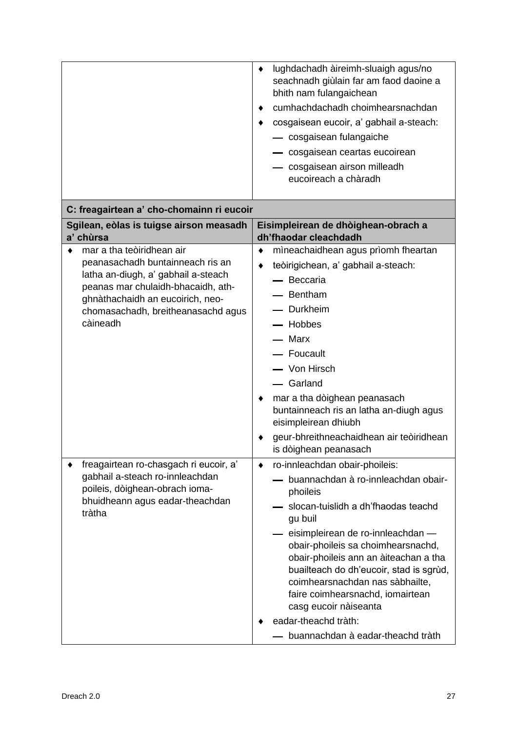| | |
|---|---|
| | ♦ lughdachadh àireimh-sluaigh agus/no seachnadh giùlain far am faod daoine a bhith nam fulangaichean<br>♦ cumhachdachadh choimhearsnachdan<br>♦ cosgaisean eucoir, a' gabhail a-steach:<br>— cosgaisean fulangaiche<br>— cosgaisean ceartas eucoirean<br>— cosgaisean airson milleadh eucoireach a chàradh |
| **C: freagairtean a' cho-chomainn ri eucoir** | |
| **Sgilean, eòlas is tuigse airson measadh a' chùrsa** | **Eisimpleirean de dhòighean-obrach a dh'fhaodar cleachdadh** |
| ♦ mar a tha teòiridhean air peanasachadh buntainneach ris an latha an-diugh, a' gabhail a-steach peanas mar chulaidh-bhacaidh, ath-ghnàthachaidh an eucoirich, neo-chomasachadh, breitheanasachd agus càineadh | ♦ mìneachaidhean agus prìomh fheartan<br>♦ teòirigichean, a' gabhail a-steach:<br>— Beccaria<br>— Bentham<br>— Durkheim<br>— Hobbes<br>— Marx<br>— Foucault<br>— Von Hirsch<br>— Garland<br>♦ mar a tha dòighean peanasach buntainneach ris an latha an-diugh agus eisimpleirean dhiubh<br>♦ geur-bhreithneachaidhean air teòiridhean is dòighean peanasach |
| ♦ freagairtean ro-chasgach ri eucoir, a' gabhail a-steach ro-innleachdan poileis, dòighean-obrach ioma-bhuidheann agus eadar-theachdan tràtha | ♦ ro-innleachdan obair-phoileis:<br>— buannachdan à ro-innleachdan obair-phoileis<br>— slocan-tuislidh a dh'fhaodas teachd gu buil<br>— eisimpleirean de ro-innleachdan — obair-phoileis sa choimhearsnachd, obair-phoileis ann an àiteachan a tha buailteach do dh'eucoir, stad is sgrùd, coimhearsnachdan nas sàbhailte, faire coimhearsnachd, iomairtean casg eucoir nàiseanta<br>♦ eadar-theachd tràth:<br>— buannachdan à eadar-theachd tràth |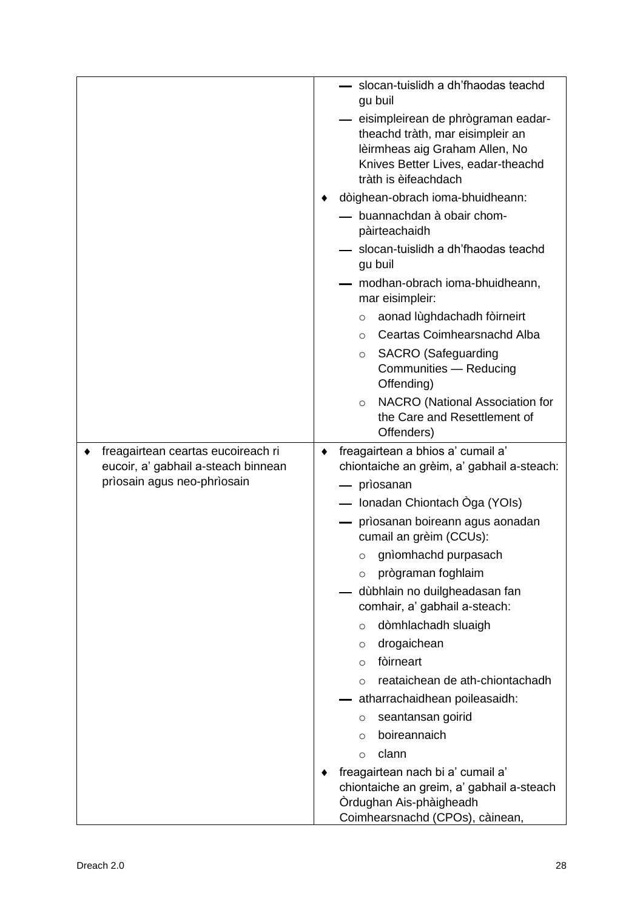| | |
|---|---|
| | — slocan-tuislidh a dh'fhaodas teachd gu buil<br>— eisimpleirean de phrògraman eadar-theachd tràth, mar eisimpleir an lèirmheas aig Graham Allen, No Knives Better Lives, eadar-theachd tràth is èifeachdach<br>♦ dòighean-obrach ioma-bhuidheann:<br>— buannachdan à obair chom-pàirteachaidh<br>— slocan-tuislidh a dh'fhaodas teachd gu buil<br>— modhan-obrach ioma-bhuidheann, mar eisimpleir:<br>○ aonad lùghdachadh fòirneirt<br>○ Ceartas Coimhearsnachd Alba<br>○ SACRO (Safeguarding Communities — Reducing Offending)<br>○ NACRO (National Association for the Care and Resettlement of Offenders) |
| ♦ freagairtean ceartas eucoireach ri eucoir, a' gabhail a-steach binnean prìosain agus neo-phrìosain | ♦ freagairtean a bhios a' cumail a' chiontaiche an grèim, a' gabhail a-steach:<br>— prìosanan<br>— Ionadan Chiontach Òga (YOIs)<br>— prìosanan boireann agus aonadan cumail an grèim (CCUs):<br>○ gnìomhachd purpasach<br>○ prògraman foghlaim<br>— dùbhlain no duilgheadasan fan comhair, a' gabhail a-steach:<br>○ dòmhlachadh sluaigh<br>○ drogaichean<br>○ fòirneart<br>○ reataichean de ath-chiontachadh<br>— atharrachaidhean poileasaidh:<br>○ seantansan goirid<br>○ boireannaich<br>○ clann<br>♦ freagairtean nach bi a' cumail a' chiontaiche an greim, a' gabhail a-steach Òrdughan Ais-phàigheadh Coimhearsnachd (CPOs), càinean, |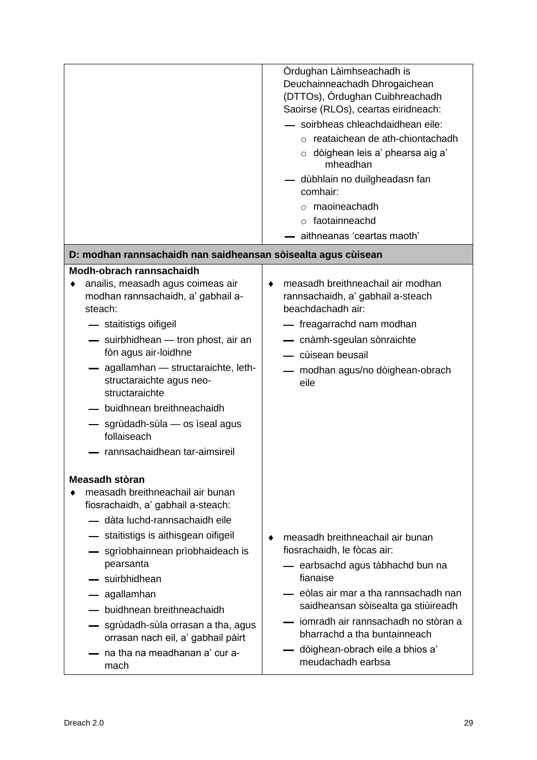| | |
|---|---|
| | Òrdughan Làimhseachadh is Deuchainneachadh Dhrogaichean (DTTOs), Òrdughan Cuibhreachadh Saoirse (RLOs), ceartas eiridneach:<br>— soirbheas chleachdaidhean eile:<br>○ reataichean de ath-chiontachadh<br>○ dòighean leis a' phearsa aig a' mheadhan<br>— dùbhlain no duilgheadasn fan comhair:<br>○ maoineachadh<br>○ faotainneachd<br>— aithneanas 'ceartas maoth' |
| **D: modhan rannsachaidh nan saidheansan sòisealta agus cùisean** | |
| **Modh-obrach rannsachaidh**<br>♦ anailis, measadh agus coimeas air modhan rannsachaidh, a' gabhail a-steach:<br>— staitistigs oifigeil<br>— suirbhidhean — tron phost, air an fòn agus air-loidhne<br>— agallamhan — structaraichte, leth-structaraichte agus neo-structaraichte<br>— buidhnean breithneachaidh<br>— sgrùdadh-sùla — os ìseal agus follaiseach<br>— rannsachaidhean tar-aimsireil | ♦ measadh breithneachail air modhan rannsachaidh, a' gabhail a-steach beachdachadh air:<br>— freagarrachd nam modhan<br>— cnàmh-sgeulan sònraichte<br>— cùisean beusail<br>— modhan agus/no dòighean-obrach eile |
| **Measadh stòran**<br>♦ measadh breithneachail air bunan fiosrachaidh, a' gabhail a-steach:<br>— dàta luchd-rannsachaidh eile<br>— staitistigs is aithisgean oifigeil<br>— sgrìobhainnean prìobhaideach is pearsanta<br>— suirbhidhean<br>— agallamhan<br>— buidhnean breithneachaidh<br>— sgrùdadh-sùla orrasan a tha, agus orrasan nach eil, a' gabhail pàirt<br>— na tha na meadhanan a' cur a-mach | ♦ measadh breithneachail air bunan fiosrachaidh, le fòcas air:<br>— earbsachd agus tàbhachd bun na fianaise<br>— eòlas air mar a tha rannsachadh nan saidheansan sòisealta ga stiùireadh<br>— iomradh air rannsachadh no stòran a bharrachd a tha buntainneach<br>— dòighean-obrach eile a bhios a' meudachadh earbsa |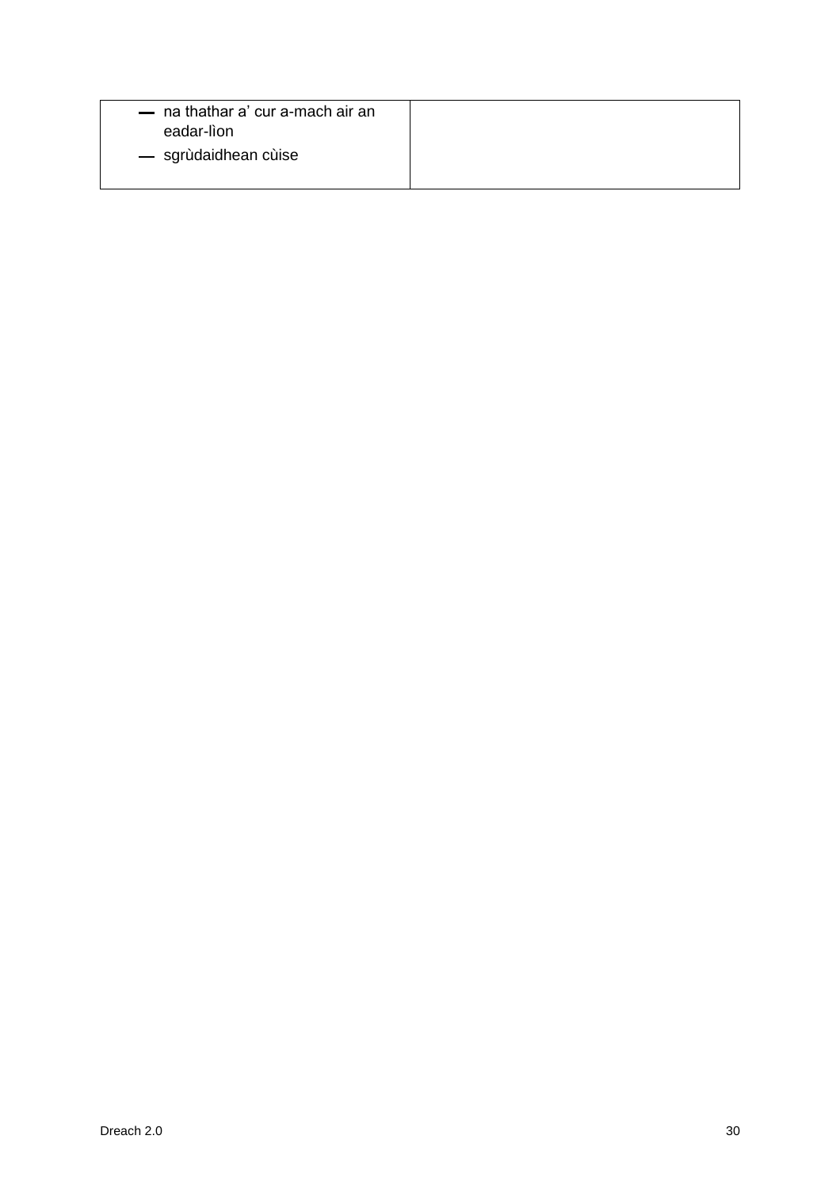| | |
|---|---|
| — na thathar a' cur a-mach air an eadar-lìon<br>— sgrùdaidhean cùise | |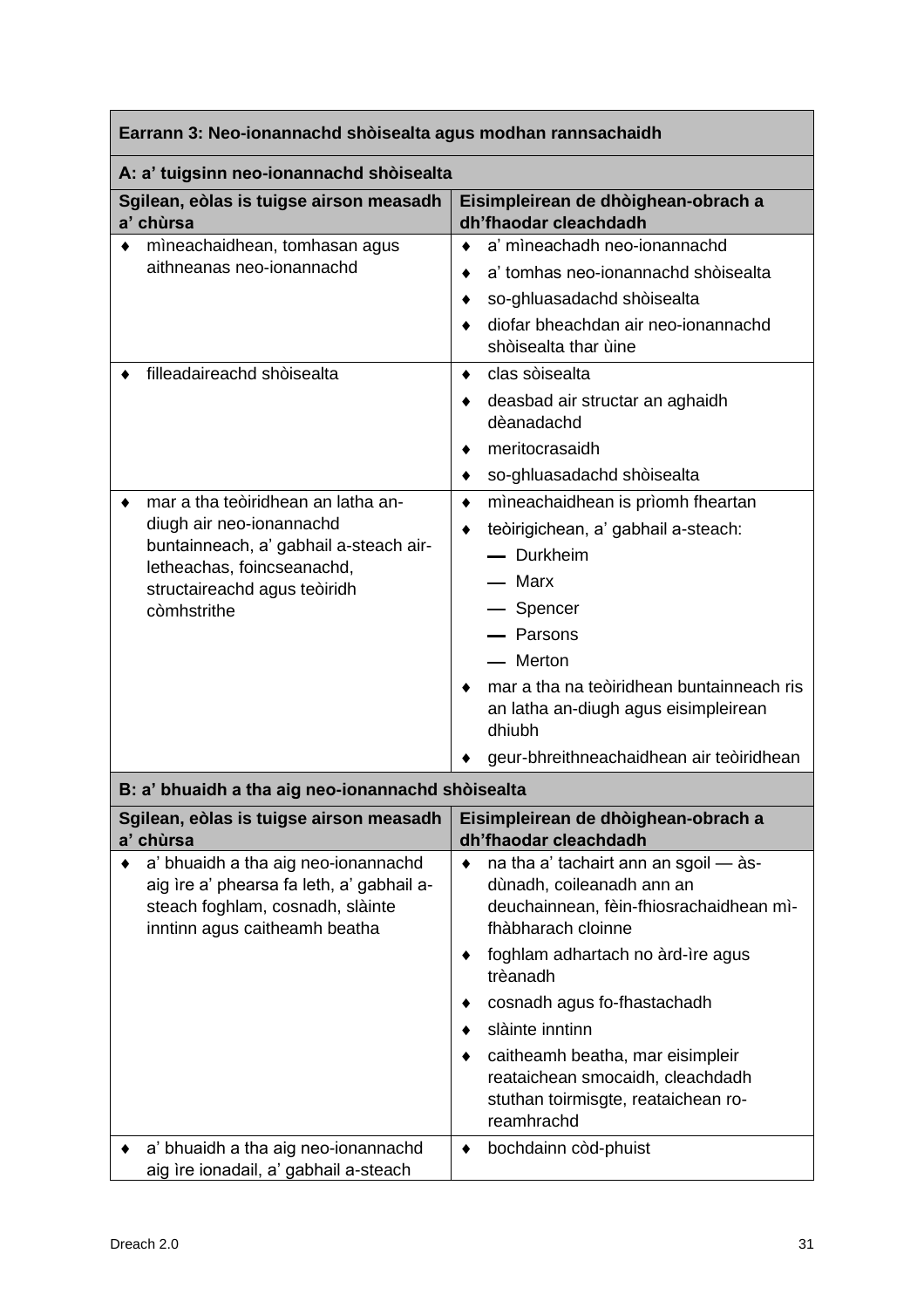| Earrann 3: Neo-ionannachd shòisealta agus modhan rannsachaidh | |
|---|---|
| **A: a' tuigsinn neo-ionannachd shòisealta** | |
| **Sgilean, eòlas is tuigse airson measadh a' chùrsa** | **Eisimpleirean de dhòighean-obrach a dh'fhaodar cleachdadh** |
| ♦ mìneachaidhean, tomhasan agus aithneanas neo-ionannachd | ♦ a' mìneachadh neo-ionannachd<br>♦ a' tomhas neo-ionannachd shòisealta<br>♦ so-ghluasadachd shòisealta<br>♦ diofar bheachdan air neo-ionannachd shòisealta thar ùine |
| ♦ filleadaireachd shòisealta | ♦ clas sòisealta<br>♦ deasbad air structar an aghaidh dèanadachd<br>♦ meritocrasaidh<br>♦ so-ghluasadachd shòisealta |
| ♦ mar a tha teòiridhean an latha an-diugh air neo-ionannachd buntainneach, a' gabhail a-steach air-letheachas, foincseanachd, structaireachd agus teòiridh còmhstrithe | ♦ mìneachaidhean is prìomh fheartan<br>♦ teòirigichean, a' gabhail a-steach:<br>— Durkheim<br>— Marx<br>— Spencer<br>— Parsons<br>— Merton<br>♦ mar a tha na teòiridhean buntainneach ris an latha an-diugh agus eisimpleirean dhiubh<br>♦ geur-bhreithneachaidhean air teòiridhean |
| **B: a' bhuaidh a tha aig neo-ionannachd shòisealta** | |
| **Sgilean, eòlas is tuigse airson measadh a' chùrsa** | **Eisimpleirean de dhòighean-obrach a dh'fhaodar cleachdadh** |
| ♦ a' bhuaidh a tha aig neo-ionannachd aig ìre a' phearsa fa leth, a' gabhail a-steach foghlam, cosnadh, slàinte inntinn agus caitheamh beatha | ♦ na tha a' tachairt ann an sgoil — às-dùnadh, coileanadh ann an deuchainnean, fèin-fhiosrachaidhean mì-fhàbharach cloinne<br>♦ foghlam adhartach no àrd-ìre agus trèanadh<br>♦ cosnadh agus fo-fhastachadh<br>♦ slàinte inntinn<br>♦ caitheamh beatha, mar eisimpleir reataichean smocaidh, cleachdadh stuthan toirmisgte, reataichean ro-reamhrachd |
| ♦ a' bhuaidh a tha aig neo-ionannachd aig ìre ionadail, a' gabhail a-steach | ♦ bochdainn còd-phuist |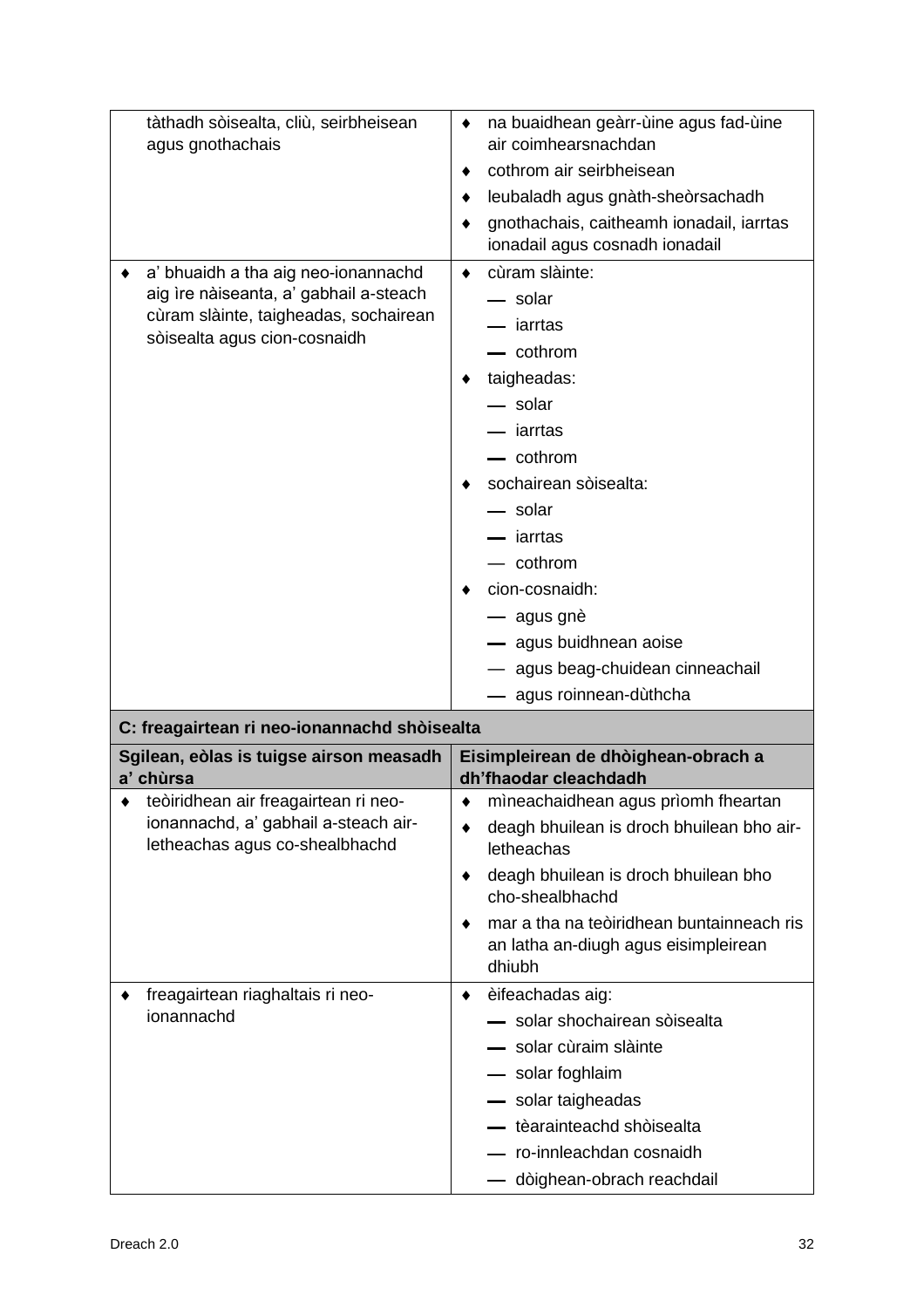| | |
|---|---|
| tàthadh sòisealta, cliù, seirbheisean agus gnothachais | ♦ na buaidhean geàrr-ùine agus fad-ùine air coimhearsnachdan<br>♦ cothrom air seirbheisean<br>♦ leubaladh agus gnàth-sheòrsachadh<br>♦ gnothachais, caitheamh ionadail, iarrtas ionadail agus cosnadh ionadail |
| ♦ a' bhuaidh a tha aig neo-ionannachd aig ìre nàiseanta, a' gabhail a-steach cùram slàinte, taigheadas, sochairean sòisealta agus cion-cosnaidh | ♦ cùram slàinte:<br>— solar<br>— iarrtas<br>— cothrom<br>♦ taigheadas:<br>— solar<br>— iarrtas<br>— cothrom<br>♦ sochairean sòisealta:<br>— solar<br>— iarrtas<br>— cothrom<br>♦ cion-cosnaidh:<br>— agus gnè<br>— agus buidhnean aoise<br>— agus beag-chuidean cinneachail<br>— agus roinnean-dùthcha |
| **C: freagairtean ri neo-ionannachd shòisealta** | |
| **Sgilean, eòlas is tuigse airson measadh a' chùrsa** | **Eisimpleirean de dhòighean-obrach a dh'fhaodar cleachdadh** |
| ♦ teòiridhean air freagairtean ri neo-ionannachd, a' gabhail a-steach air-letheachas agus co-shealbhachd | ♦ mìneachaidhean agus prìomh fheartan<br>♦ deagh bhuilean is droch bhuilean bho air-letheachas<br>♦ deagh bhuilean is droch bhuilean bho cho-shealbhachd<br>♦ mar a tha na teòiridhean buntainneach ris an latha an-diugh agus eisimpleirean dhiubh |
| ♦ freagairtean riaghaltais ri neo-ionannachd | ♦ èifeachadas aig:<br>— solar shochairean sòisealta<br>— solar cùraim slàinte<br>— solar foghlaim<br>— solar taigheadas<br>— tèarainteachd shòisealta<br>— ro-innleachdan cosnaidh<br>— dòighean-obrach reachdail |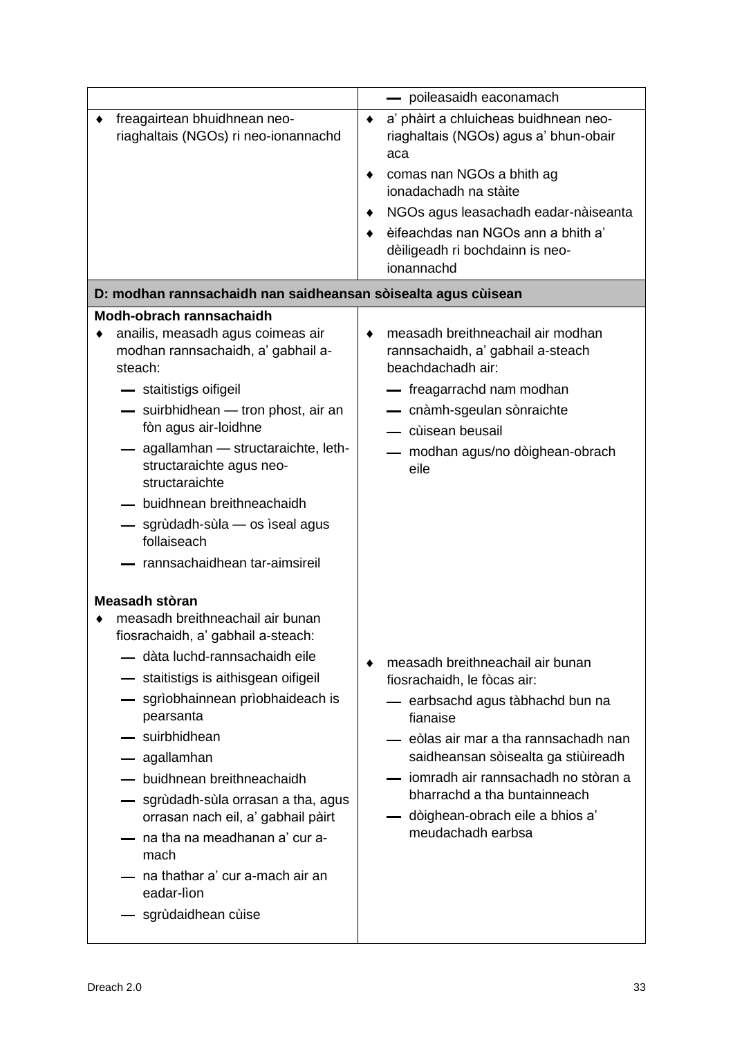| | |
|---|---|
| | — poileasaidh eaconamach |
| ♦ freagairtean bhuidhnean neo-riaghaltais (NGOs) ri neo-ionannachd | ♦ a' phàirt a chluicheas buidhnean neo-riaghaltais (NGOs) agus a' bhun-obair aca<br>♦ comas nan NGOs a bhith ag ionadachadh na stàite<br>♦ NGOs agus leasachadh eadar-nàiseanta<br>♦ èifeachdas nan NGOs ann a bhith a' dèiligeadh ri bochdainn is neo-ionannachd |
| **D: modhan rannsachaidh nan saidheansan sòisealta agus cùisean** | |
| **Modh-obrach rannsachaidh**<br>♦ anailis, measadh agus coimeas air modhan rannsachaidh, a' gabhail a-steach:<br>— staitistigs oifigeil<br>— suirbhidhean — tron phost, air an fòn agus air-loidhne<br>— agallamhan — structaraichte, leth-structaraichte agus neo-structaraichte<br>— buidhnean breithneachaidh<br>— sgrùdadh-sùla — os ìseal agus follaiseach<br>— rannsachaidhean tar-aimsireil | ♦ measadh breithneachail air modhan rannsachaidh, a' gabhail a-steach beachdachadh air:<br>— freagarrachd nam modhan<br>— cnàmh-sgeulan sònraichte<br>— cùisean beusail<br>— modhan agus/no dòighean-obrach eile |
| **Measadh stòran**<br>♦ measadh breithneachail air bunan fiosrachaidh, a' gabhail a-steach:<br>— dàta luchd-rannsachaidh eile<br>— staitistigs is aithisgean oifigeil<br>— sgrìobhainnean prìobhaideach is pearsanta<br>— suirbhidhean<br>— agallamhan<br>— buidhnean breithneachaidh<br>— sgrùdadh-sùla orrasan a tha, agus orrasan nach eil, a' gabhail pàirt<br>— na tha na meadhanan a' cur a-mach<br>— na thathar a' cur a-mach air an eadar-lìon<br>— sgrùdaidhean cùise | ♦ measadh breithneachail air bunan fiosrachaidh, le fòcas air:<br>— earbsachd agus tàbhachd bun na fianaise<br>— eòlas air mar a tha rannsachadh nan saidheansan sòisealta ga stiùireadh<br>— iomradh air rannsachadh no stòran a bharrachd a tha buntainneach<br>— dòighean-obrach eile a bhios a' meudachadh earbsa |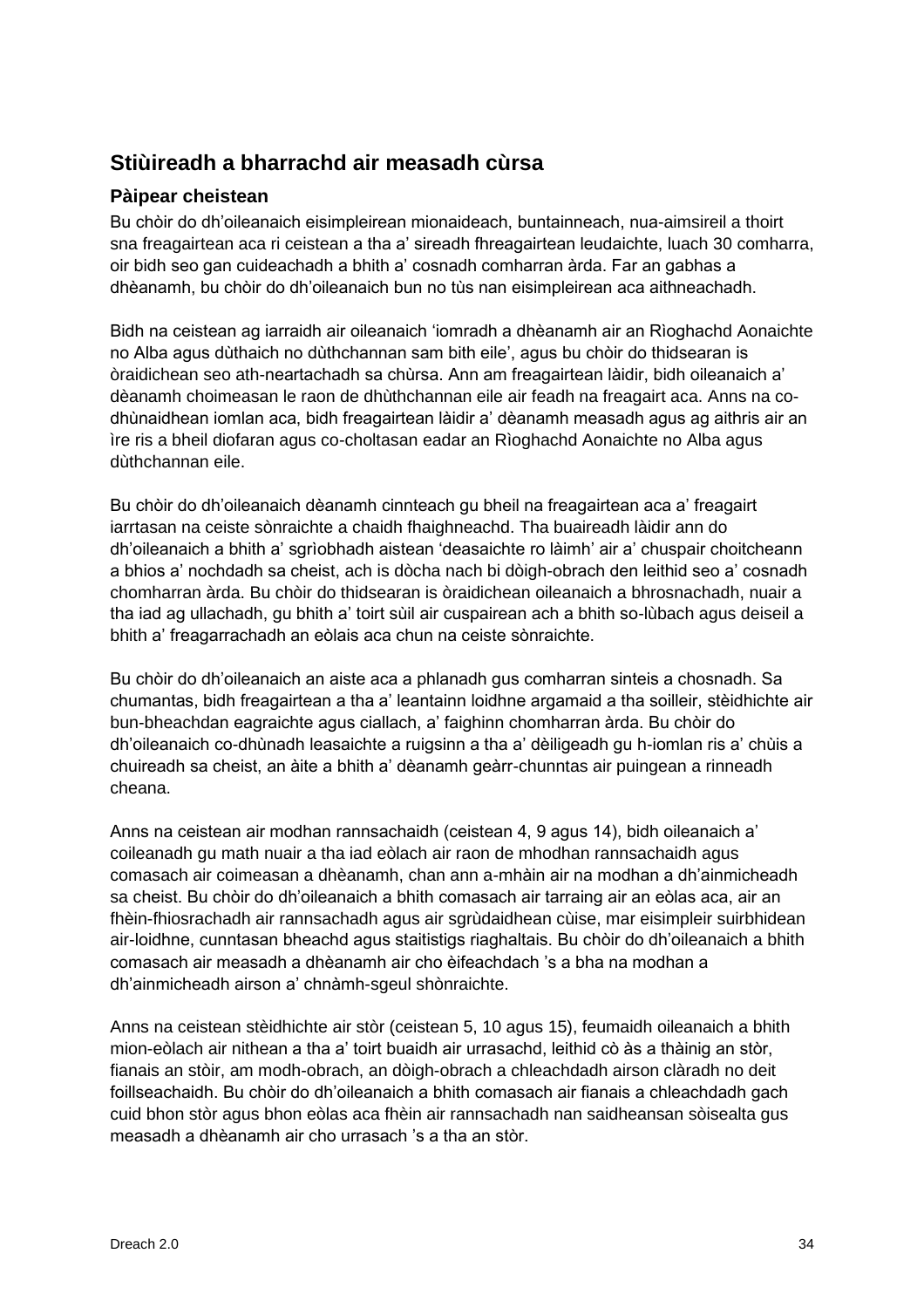## Stiùireadh a bharrachd air measadh cùrsa

### Pàipear cheistean

Bu chòir do dh'oileanaich eisimpleirean mionaideach, buntainneach, nua-aimsireil a thoirt sna freagairtean aca ri ceistean a tha a' sireadh fhreagairtean leudaichte, luach 30 comharra, oir bidh seo gan cuideachadh a bhith a' cosnadh comharran àrda. Far an gabhas a dhèanamh, bu chòir do dh'oileanaich bun no tùs nan eisimpleirean aca aithneachadh.

Bidh na ceistean ag iarraidh air oileanaich 'iomradh a dhèanamh air an Rìoghachd Aonaichte no Alba agus dùthaich no dùthchannan sam bith eile', agus bu chòir do thidsearan is òraidichean seo ath-neartachadh sa chùrsa. Ann am freagairtean làidir, bidh oileanaich a' dèanamh choimeasan le raon de dhùthchannan eile air feadh na freagairt aca. Anns na co-dhùnaidhean iomlan aca, bidh freagairtean làidir a' dèanamh measadh agus ag aithris air an ìre ris a bheil diofaran agus co-choltasan eadar an Rìoghachd Aonaichte no Alba agus dùthchannan eile.

Bu chòir do dh'oileanaich dèanamh cinnteach gu bheil na freagairtean aca a' freagairt iarrtasan na ceiste sònraichte a chaidh fhaighneachd. Tha buaireadh làidir ann do dh'oileanaich a bhith a' sgrìobhadh aistean 'deasaichte ro làimh' air a' chuspair choitcheann a bhios a' nochdadh sa cheist, ach is dòcha nach bi dòigh-obrach den leithid seo a' cosnadh chomharran àrda. Bu chòir do thidsearan is òraidichean oileanaich a bhrosnachadh, nuair a tha iad ag ullachadh, gu bhith a' toirt sùil air cuspairean ach a bhith so-lùbach agus deiseil a bhith a' freagarrachadh an eòlais aca chun na ceiste sònraichte.

Bu chòir do dh'oileanaich an aiste aca a phlanadh gus comharran sinteis a chosnadh. Sa chumantas, bidh freagairtean a tha a' leantainn loidhne argamaid a tha soilleir, stèidhichte air bun-bheachdan eagraichte agus ciallach, a' faighinn chomharran àrda. Bu chòir do dh'oileanaich co-dhùnadh leasaichte a ruigsinn a tha a' dèiligeadh gu h-iomlan ris a' chùis a chuireadh sa cheist, an àite a bhith a' dèanamh geàrr-chunntas air puingean a rinneadh cheana.

Anns na ceistean air modhan rannsachaidh (ceistean 4, 9 agus 14), bidh oileanaich a' coileanadh gu math nuair a tha iad eòlach air raon de mhodhan rannsachaidh agus comasach air coimeasan a dhèanamh, chan ann a-mhàin air na modhan a dh'ainmicheadh sa cheist. Bu chòir do dh'oileanaich a bhith comasach air tarraing air an eòlas aca, air an fhèin-fhiosrachadh air rannsachadh agus air sgrùdaidhean cùise, mar eisimpleir suirbhidean air-loidhne, cunntasan bheachd agus staitistigs riaghaltais. Bu chòir do dh'oileanaich a bhith comasach air measadh a dhèanamh air cho èifeachdach 's a bha na modhan a dh'ainmicheadh airson a' chnàmh-sgeul shònraichte.

Anns na ceistean stèidhichte air stòr (ceistean 5, 10 agus 15), feumaidh oileanaich a bhith mion-eòlach air nithean a tha a' toirt buaidh air urrasachd, leithid cò às a thàinig an stòr, fianais an stòir, am modh-obrach, an dòigh-obrach a chleachdadh airson clàradh no deit foillseachaidh. Bu chòir do dh'oileanaich a bhith comasach air fianais a chleachdadh gach cuid bhon stòr agus bhon eòlas aca fhèin air rannsachadh nan saidheansan sòisealta gus measadh a dhèanamh air cho urrasach 's a tha an stòr.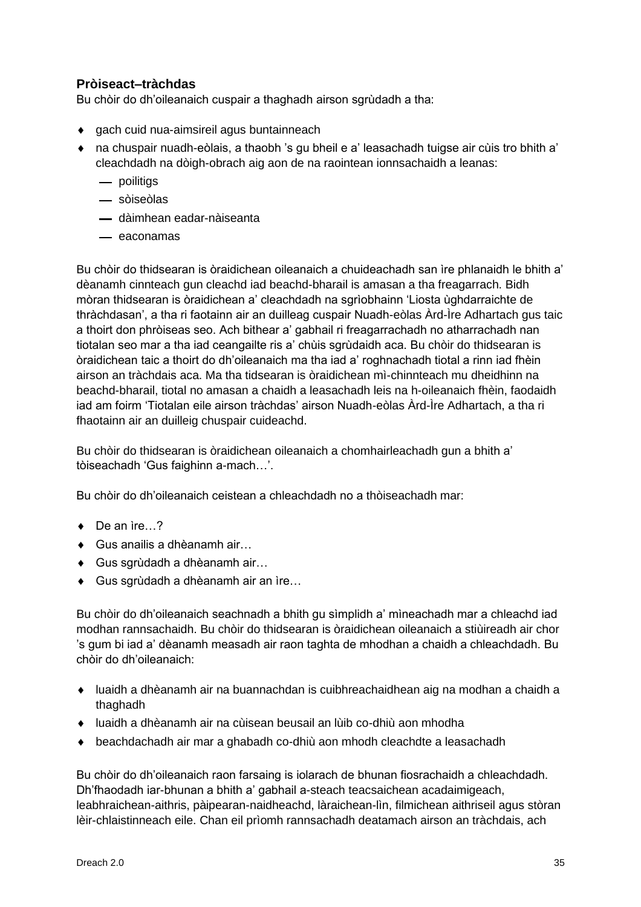**Pròiseact–tràchdas**

Bu chòir do dh'oileanaich cuspair a thaghadh airson sgrùdadh a tha:

- gach cuid nua-aimsireil agus buntainneach
- na chuspair nuadh-eòlais, a thaobh 's gu bheil e a' leasachadh tuigse air cùis tro bhith a' cleachdadh na dòigh-obrach aig aon de na raointean ionnsachaidh a leanas:
  - poilitigs
  - sòiseòlas
  - dàimhean eadar-nàiseanta
  - eaconamas

Bu chòir do thidsearan is òraidichean oileanaich a chuideachadh san ìre phlanaidh le bhith a' dèanamh cinnteach gun cleachd iad beachd-bharail is amasan a tha freagarrach. Bidh mòran thidsearan is òraidichean a' cleachdadh na sgrìobhainn 'Liosta ùghdarraichte de thràchdasan', a tha ri faotainn air an duilleag cuspair Nuadh-eòlas Àrd-Ìre Adhartach gus taic a thoirt don phròiseas seo. Ach bithear a' gabhail ri freagarrachadh no atharrachadh nan tiotalan seo mar a tha iad ceangailte ris a' chùis sgrùdaidh aca. Bu chòir do thidsearan is òraidichean taic a thoirt do dh'oileanaich ma tha iad a' roghnachadh tiotal a rinn iad fhèin airson an tràchdais aca. Ma tha tidsearan is òraidichean mì-chinnteach mu dheidhinn na beachd-bharail, tiotal no amasan a chaidh a leasachadh leis na h-oileanaich fhèin, faodaidh iad am foirm 'Tiotalan eile airson tràchdas' airson Nuadh-eòlas Àrd-Ìre Adhartach, a tha ri fhaotainn air an duilleig chuspair cuideachd.

Bu chòir do thidsearan is òraidichean oileanaich a chomhairleachadh gun a bhith a' tòiseachadh 'Gus faighinn a-mach…'.

Bu chòir do dh'oileanaich ceistean a chleachdadh no a thòiseachadh mar:

- De an ìre…?
- Gus anailis a dhèanamh air…
- Gus sgrùdadh a dhèanamh air…
- Gus sgrùdadh a dhèanamh air an ìre…

Bu chòir do dh'oileanaich seachnadh a bhith gu sìmplidh a' mìneachadh mar a chleachd iad modhan rannsachaidh. Bu chòir do thidsearan is òraidichean oileanaich a stiùireadh air chor 's gum bi iad a' dèanamh measadh air raon taghta de mhodhan a chaidh a chleachdadh. Bu chòir do dh'oileanaich:

- luaidh a dhèanamh air na buannachdan is cuibhreachaidhean aig na modhan a chaidh a thaghadh
- luaidh a dhèanamh air na cùisean beusail an lùib co-dhiù aon mhodha
- beachdachadh air mar a ghabadh co-dhiù aon mhodh cleachdte a leasachadh

Bu chòir do dh'oileanaich raon farsaing is iolarach de bhunan fiosrachaidh a chleachdadh. Dh'fhaodadh iar-bhunan a bhith a' gabhail a-steach teacsaichean acadaimigeach, leabhraichean-aithris, pàipearan-naidheachd, làraichean-lìn, filmichean aithriseil agus stòran lèir-chlaistinneach eile. Chan eil prìomh rannsachadh deatamach airson an tràchdais, ach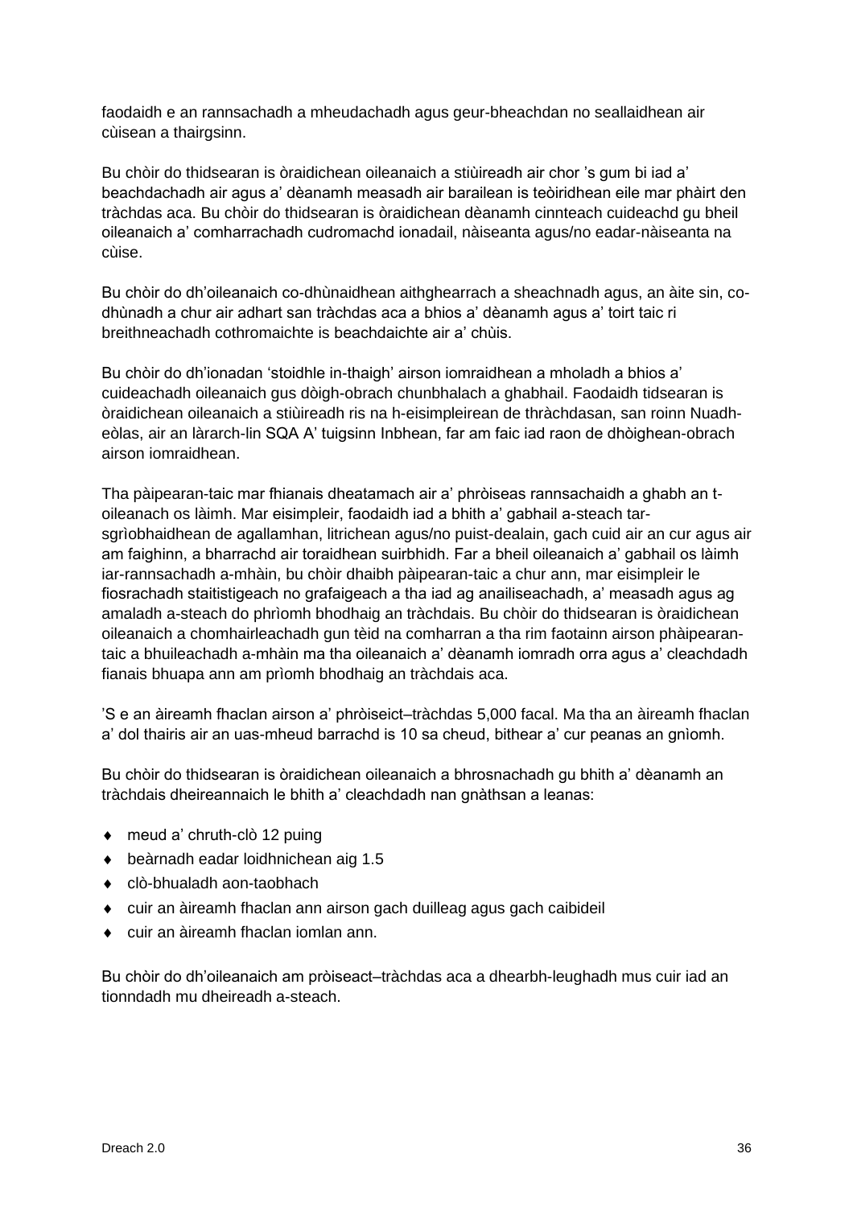faodaidh e an rannsachadh a mheudachadh agus geur-bheachdan no seallaidhean air cùisean a thairgsinn.

Bu chòir do thidsearan is òraidichean oileanaich a stiùireadh air chor 's gum bi iad a' beachdachadh air agus a' dèanamh measadh air barailean is teòiridhean eile mar phàirt den tràchdas aca. Bu chòir do thidsearan is òraidichean dèanamh cinnteach cuideachd gu bheil oileanaich a' comharrachadh cudromachd ionadail, nàiseanta agus/no eadar-nàiseanta na cùise.

Bu chòir do dh'oileanaich co-dhùnaidhean aithghearrach a sheachnadh agus, an àite sin, co-dhùnadh a chur air adhart san tràchdas aca a bhios a' dèanamh agus a' toirt taic ri breithneachadh cothromaichte is beachdaichte air a' chùis.

Bu chòir do dh'ionadan 'stoidhle in-thaigh' airson iomraidhean a mholadh a bhios a' cuideachadh oileanaich gus dòigh-obrach chunbhalach a ghabhail. Faodaidh tidsearan is òraidichean oileanaich a stiùireadh ris na h-eisimpleirean de thràchdasan, san roinn Nuadh-eòlas, air an làrarch-lìn SQA A' tuigsinn Inbhean, far am faic iad raon de dhòighean-obrach airson iomraidhean.

Tha pàipearan-taic mar fhianais dheatamach air a' phròiseas rannsachaidh a ghabh an t-oileanach os làimh. Mar eisimpleir, faodaidh iad a bhith a' gabhail a-steach tar-sgrìobhaidhean de agallamhan, litrichean agus/no puist-dealain, gach cuid air an cur agus air am faighinn, a bharrachd air toraidhean suirbhidh. Far a bheil oileanaich a' gabhail os làimh iar-rannsachadh a-mhàin, bu chòir dhaibh pàipearan-taic a chur ann, mar eisimpleir le fiosrachadh staitistigeach no grafaigeach a tha iad ag anailiseachadh, a' measadh agus ag amaladh a-steach do phrìomh bhodhaig an tràchdais. Bu chòir do thidsearan is òraidichean oileanaich a chomhairleachadh gun tèid na comharran a tha rim faotainn airson phàipearan-taic a bhuileachadh a-mhàin ma tha oileanaich a' dèanamh iomradh orra agus a' cleachdadh fianais bhuapa ann am prìomh bhodhaig an tràchdais aca.

'S e an àireamh fhaclan airson a' phròiseict–tràchdas 5,000 facal. Ma tha an àireamh fhaclan a' dol thairis air an uas-mheud barrachd is 10 sa cheud, bithear a' cur peanas an gnìomh.

Bu chòir do thidsearan is òraidichean oileanaich a bhrosnachadh gu bhith a' dèanamh an tràchdais dheireannaich le bhith a' cleachdadh nan gnàthsan a leanas:

- meud a' chruth-clò 12 puing
- beàrnadh eadar loidhnichean aig 1.5
- clò-bhualadh aon-taobhach
- cuir an àireamh fhaclan ann airson gach duilleag agus gach caibideil
- cuir an àireamh fhaclan iomlan ann.

Bu chòir do dh'oileanaich am pròiseact–tràchdas aca a dhearbh-leughadh mus cuir iad an tionndadh mu dheireadh a-steach.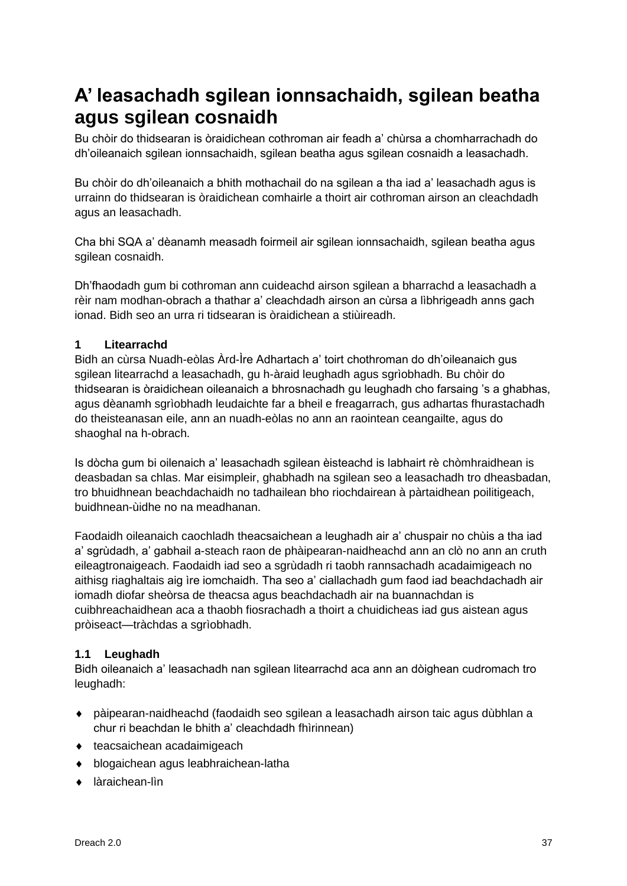# A' leasachadh sgilean ionnsachaidh, sgilean beatha agus sgilean cosnaidh

Bu chòir do thidsearan is òraidichean cothroman air feadh a' chùrsa a chomharrachadh do dh'oileanaich sgilean ionnsachaidh, sgilean beatha agus sgilean cosnaidh a leasachadh.

Bu chòir do dh'oileanaich a bhith mothachail do na sgilean a tha iad a' leasachadh agus is urrainn do thidsearan is òraidichean comhairle a thoirt air cothroman airson an cleachdadh agus an leasachadh.

Cha bhi SQA a' dèanamh measadh foirmeil air sgilean ionnsachaidh, sgilean beatha agus sgilean cosnaidh.

Dh'fhaodadh gum bi cothroman ann cuideachd airson sgilean a bharrachd a leasachadh a rèir nam modhan-obrach a thathar a' cleachdadh airson an cùrsa a lìbhrigeadh anns gach ionad. Bidh seo an urra ri tidsearan is òraidichean a stiùireadh.

### 1 Litearrachd

Bidh an cùrsa Nuadh-eòlas Àrd-Ìre Adhartach a' toirt chothroman do dh'oileanaich gus sgilean litearrachd a leasachadh, gu h-àraid leughadh agus sgrìobhadh. Bu chòir do thidsearan is òraidichean oileanaich a bhrosnachadh gu leughadh cho farsaing 's a ghabhas, agus dèanamh sgrìobhadh leudaichte far a bheil e freagarrach, gus adhartas fhurastachadh do theisteanasan eile, ann an nuadh-eòlas no ann an raointean ceangailte, agus do shaoghal na h-obrach.

Is dòcha gum bi oilenaich a' leasachadh sgilean èisteachd is labhairt rè chòmhraidhean is deasbadan sa chlas. Mar eisimpleir, ghabhadh na sgilean seo a leasachadh tro dheasbadan, tro bhuidhnean beachdachaidh no tadhailean bho riochdairean à pàrtaidhean poilitigeach, buidhnean-ùidhe no na meadhanan.

Faodaidh oileanaich caochladh theacsaichean a leughadh air a' chuspair no chùis a tha iad a' sgrùdadh, a' gabhail a-steach raon de phàipearan-naidheachd ann an clò no ann an cruth eileagtronaigeach. Faodaidh iad seo a sgrùdadh ri taobh rannsachadh acadaimigeach no aithisg riaghaltais aig ìre iomchaidh. Tha seo a' ciallachadh gum faod iad beachdachadh air iomadh diofar sheòrsa de theacsa agus beachdachadh air na buannachdan is cuibhreachaidhean aca a thaobh fiosrachadh a thoirt a chuidicheas iad gus aistean agus pròiseact—tràchdas a sgrìobhadh.

#### 1.1 Leughadh

Bidh oileanaich a' leasachadh nan sgilean litearrachd aca ann an dòighean cudromach tro leughadh:

- pàipearan-naidheachd (faodaidh seo sgilean a leasachadh airson taic agus dùbhlan a chur ri beachdan le bhith a' cleachdadh fhìrinnean)
- teacsaichean acadaimigeach
- blogaichean agus leabhraichean-latha
- làraichean-lìn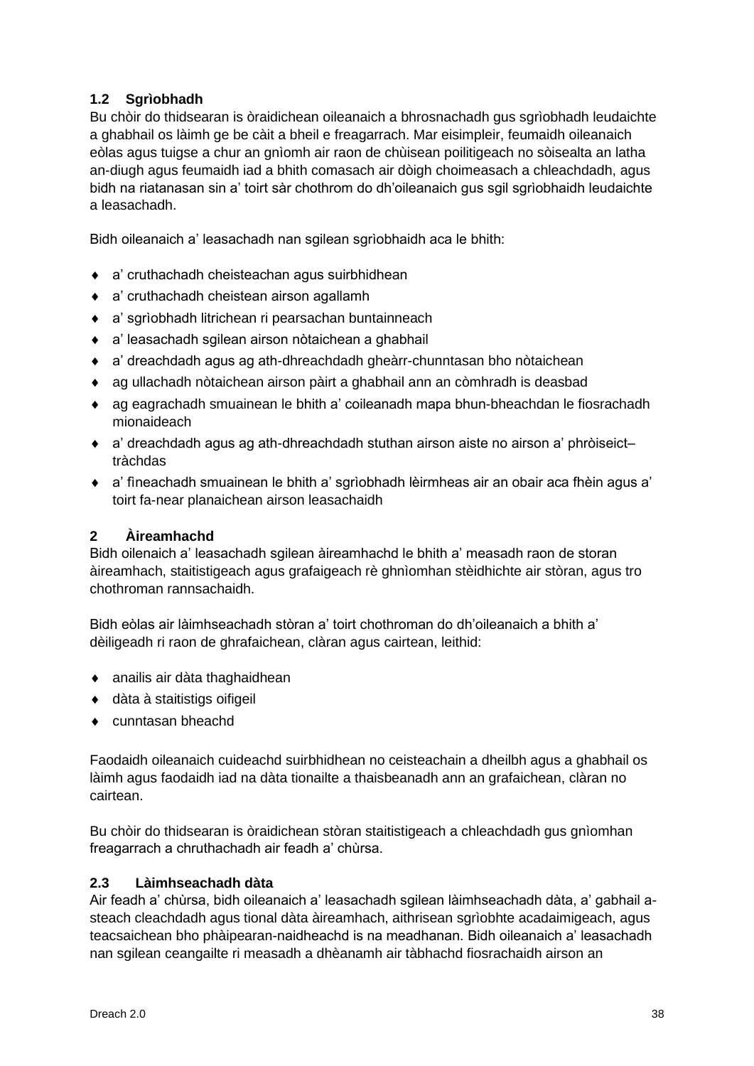### 1.2 Sgrìobhadh

Bu chòir do thidsearan is òraidichean oileanaich a bhrosnachadh gus sgrìobhadh leudaichte a ghabhail os làimh ge be càit a bheil e freagarrach. Mar eisimpleir, feumaidh oileanaich eòlas agus tuigse a chur an gnìomh air raon de chùisean poilitigeach no sòisealta an latha an-diugh agus feumaidh iad a bhith comasach air dòigh choimeasach a chleachdadh, agus bidh na riatanasan sin a' toirt sàr chothrom do dh'oileanaich gus sgil sgrìobhaidh leudaichte a leasachadh.

Bidh oileanaich a' leasachadh nan sgilean sgrìobhaidh aca le bhith:

- a' cruthachadh cheisteachan agus suirbhidhean
- a' cruthachadh cheistean airson agallamh
- a' sgrìobhadh litrichean ri pearsachan buntainneach
- a' leasachadh sgilean airson nòtaichean a ghabhail
- a' dreachdadh agus ag ath-dhreachdadh gheàrr-chunntasan bho nòtaichean
- ag ullachadh nòtaichean airson pàirt a ghabhail ann an còmhradh is deasbad
- ag eagrachadh smuainean le bhith a' coileanadh mapa bhun-bheachdan le fiosrachadh mionaideach
- a' dreachdadh agus ag ath-dhreachdadh stuthan airson aiste no airson a' phròiseict–tràchdas
- a' fìneachadh smuainean le bhith a' sgrìobhadh lèirmheas air an obair aca fhèin agus a' toirt fa-near planaichean airson leasachaidh

## 2 Àireamhachd

Bidh oilenaich a' leasachadh sgilean àireamhachd le bhith a' measadh raon de storan àireamhach, staitistigeach agus grafaigeach rè ghnìomhan stèidhichte air stòran, agus tro chothroman rannsachaidh.

Bidh eòlas air làimhseachadh stòran a' toirt chothroman do dh'oileanaich a bhith a' dèiligeadh ri raon de ghrafaichean, clàran agus cairtean, leithid:

- anailis air dàta thaghaidhean
- dàta à staitistigs oifigeil
- cunntasan bheachd

Faodaidh oileanaich cuideachd suirbhidhean no ceisteachain a dheilbh agus a ghabhail os làimh agus faodaidh iad na dàta tionailte a thaisbeanadh ann an grafaichean, clàran no cairtean.

Bu chòir do thidsearan is òraidichean stòran staitistigeach a chleachdadh gus gnìomhan freagarrach a chruthachadh air feadh a' chùrsa.

### 2.3 Làimhseachadh dàta

Air feadh a' chùrsa, bidh oileanaich a' leasachadh sgilean làimhseachadh dàta, a' gabhail a-steach cleachdadh agus tional dàta àireamhach, aithrisean sgrìobhte acadaimigeach, agus teacsaichean bho phàipearan-naidheachd is na meadhanan. Bidh oileanaich a' leasachadh nan sgilean ceangailte ri measadh a dhèanamh air tàbhachd fiosrachaidh airson an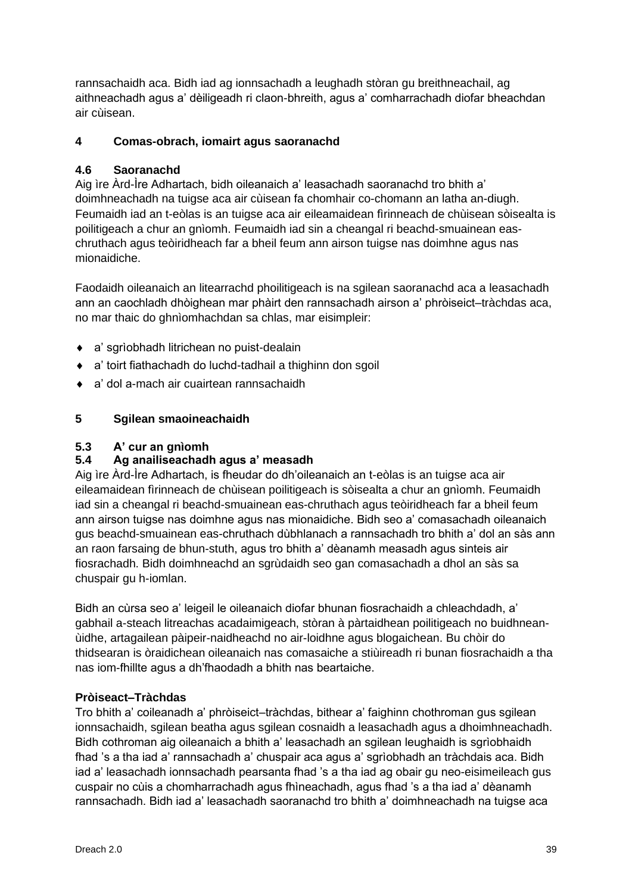rannsachaidh aca. Bidh iad ag ionnsachadh a leughadh stòran gu breithneachail, ag aithneachadh agus a' dèiligeadh ri claon-bhreith, agus a' comharrachadh diofar bheachdan air cùisean.

## 4 Comas-obrach, iomairt agus saoranachd

### 4.6 Saoranachd

Aig ìre Àrd-Ìre Adhartach, bidh oileanaich a' leasachadh saoranachd tro bhith a' doimhneachadh na tuigse aca air cùisean fa chomhair co-chomann an latha an-diugh. Feumaidh iad an t-eòlas is an tuigse aca air eileamaidean fìrinneach de chùisean sòisealta is poilitigeach a chur an gnìomh. Feumaidh iad sin a cheangal ri beachd-smuainean eas-chruthach agus teòiridheach far a bheil feum ann airson tuigse nas doimhne agus nas mionaidiche.

Faodaidh oileanaich an litearrachd phoilitigeach is na sgilean saoranachd aca a leasachadh ann an caochladh dhòighean mar phàirt den rannsachadh airson a' phròiseict–tràchdas aca, no mar thaic do ghnìomhachdan sa chlas, mar eisimpleir:

- a' sgrìobhadh litrichean no puist-dealain
- a' toirt fiathachadh do luchd-tadhail a thighinn don sgoil
- a' dol a-mach air cuairtean rannsachaidh

## 5 Sgilean smaoineachaidh

### 5.3 A' cur an gnìomh
### 5.4 Ag anailiseachadh agus a' measadh

Aig ìre Àrd-Ìre Adhartach, is fheudar do dh'oileanaich an t-eòlas is an tuigse aca air eileamaidean fìrinneach de chùisean poilitigeach is sòisealta a chur an gnìomh. Feumaidh iad sin a cheangal ri beachd-smuainean eas-chruthach agus teòiridheach far a bheil feum ann airson tuigse nas doimhne agus nas mionaidiche. Bidh seo a' comasachadh oileanaich gus beachd-smuainean eas-chruthach dùbhlanach a rannsachadh tro bhith a' dol an sàs ann an raon farsaing de bhun-stuth, agus tro bhith a' dèanamh measadh agus sinteis air fiosrachadh. Bidh doimhneachd an sgrùdaidh seo gan comasachadh a dhol an sàs sa chuspair gu h-iomlan.

Bidh an cùrsa seo a' leigeil le oileanaich diofar bhunan fiosrachaidh a chleachdadh, a' gabhail a-steach litreachas acadaimigeach, stòran à pàrtaidhean poilitigeach no buidhnean-ùidhe, artagailean pàipeir-naidheachd no air-loidhne agus blogaichean. Bu chòir do thidsearan is òraidichean oileanaich nas comasaiche a stiùireadh ri bunan fiosrachaidh a tha nas iom-fhillte agus a dh'fhaodadh a bhith nas beartaiche.

**Pròiseact–Tràchdas**

Tro bhith a' coileanadh a' phròiseict–tràchdas, bithear a' faighinn chothroman gus sgilean ionnsachaidh, sgilean beatha agus sgilean cosnaidh a leasachadh agus a dhoimhneachadh. Bidh cothroman aig oileanaich a bhith a' leasachadh an sgilean leughaidh is sgrìobhaidh fhad 's a tha iad a' rannsachadh a' chuspair aca agus a' sgrìobhadh an tràchdais aca. Bidh iad a' leasachadh ionnsachadh pearsanta fhad 's a tha iad ag obair gu neo-eisimeileach gus cuspair no cùis a chomharrachadh agus fhìneachadh, agus fhad 's a tha iad a' dèanamh rannsachadh. Bidh iad a' leasachadh saoranachd tro bhith a' doimhneachadh na tuigse aca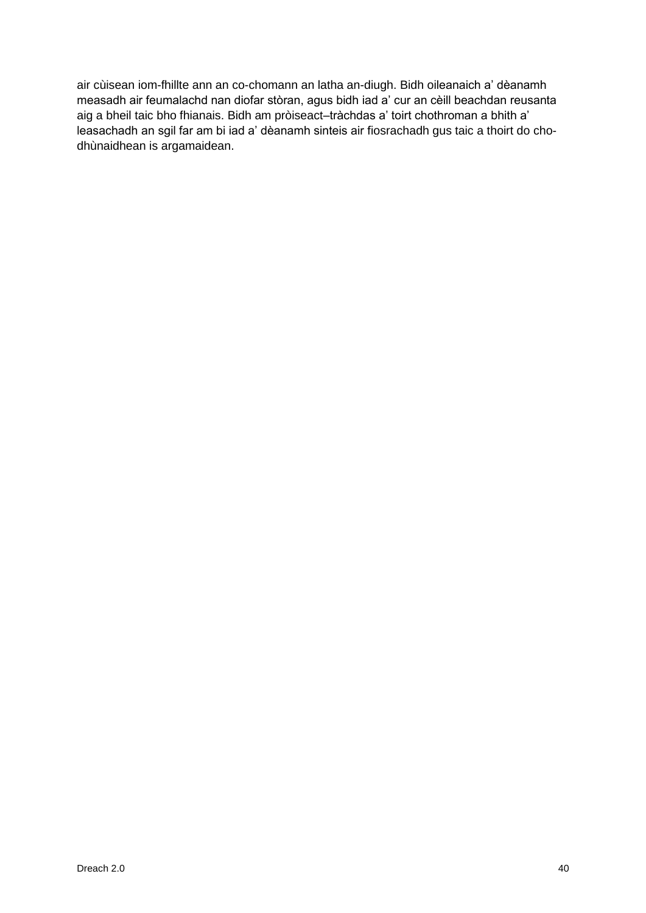air cùisean iom-fhillte ann an co-chomann an latha an-diugh. Bidh oileanaich a' dèanamh measadh air feumalachd nan diofar stòran, agus bidh iad a' cur an cèill beachdan reusanta aig a bheil taic bho fhianais. Bidh am pròiseact–tràchdas a' toirt chothroman a bhith a' leasachadh an sgil far am bi iad a' dèanamh sinteis air fiosrachadh gus taic a thoirt do cho-dhùnaidhean is argamaidean.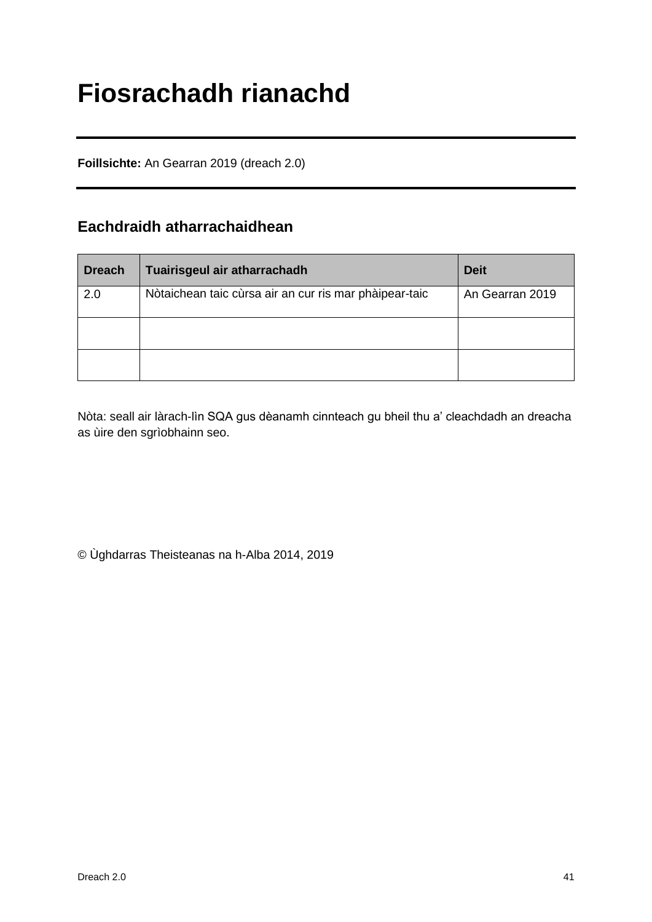# Fiosrachadh rianachd

**Foillsichte:** An Gearran 2019 (dreach 2.0)

## Eachdraidh atharrachaidhean

| Dreach | Tuairisgeul air atharrachadh | Deit |
|---|---|---|
| 2.0 | Nòtaichean taic cùrsa air an cur ris mar phàipear-taic | An Gearran 2019 |
| | | |
| | | |

Nòta: seall air làrach-lìn SQA gus dèanamh cinnteach gu bheil thu a' cleachdadh an dreacha as ùire den sgrìobhainn seo.

© Ùghdarras Theisteanas na h-Alba 2014, 2019